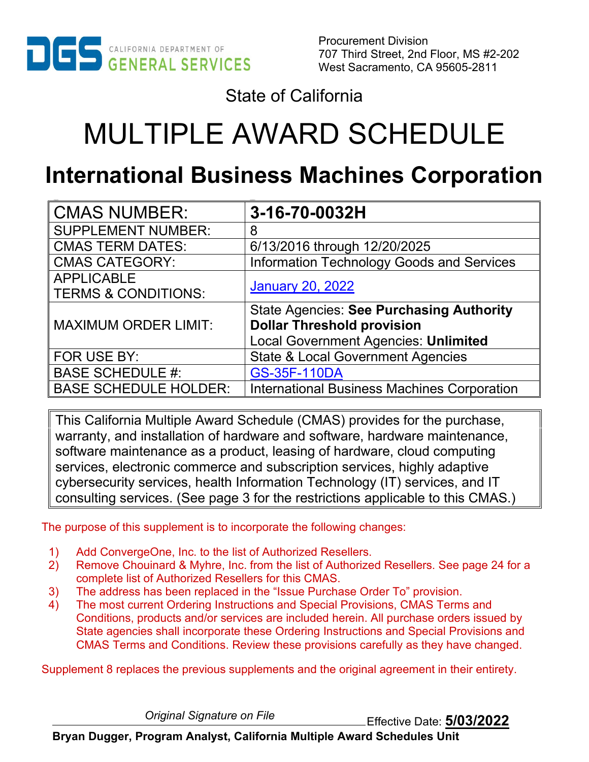CALIFORNIA DEPARTMENT OF GENERAL SERVICES

Procurement Division
707 Third Street, 2nd Floor, MS #2-202
West Sacramento, CA 95605-2811

State of California

# MULTIPLE AWARD SCHEDULE

## International Business Machines Corporation

| CMAS NUMBER: | **3-16-70-0032H** |
|---|---|
| SUPPLEMENT NUMBER: | 8 |
| CMAS TERM DATES: | 6/13/2016 through 12/20/2025 |
| CMAS CATEGORY: | Information Technology Goods and Services |
| APPLICABLE TERMS & CONDITIONS: | January 20, 2022 |
| MAXIMUM ORDER LIMIT: | State Agencies: **See Purchasing Authority Dollar Threshold provision** Local Government Agencies: **Unlimited** |
| FOR USE BY: | State & Local Government Agencies |
| BASE SCHEDULE #: | GS-35F-110DA |
| BASE SCHEDULE HOLDER: | International Business Machines Corporation |

This California Multiple Award Schedule (CMAS) provides for the purchase, warranty, and installation of hardware and software, hardware maintenance, software maintenance as a product, leasing of hardware, cloud computing services, electronic commerce and subscription services, highly adaptive cybersecurity services, health Information Technology (IT) services, and IT consulting services. (See page 3 for the restrictions applicable to this CMAS.)

The purpose of this supplement is to incorporate the following changes:

1) Add ConvergeOne, Inc. to the list of Authorized Resellers.
2) Remove Chouinard & Myhre, Inc. from the list of Authorized Resellers. See page 24 for a complete list of Authorized Resellers for this CMAS.
3) The address has been replaced in the "Issue Purchase Order To" provision.
4) The most current Ordering Instructions and Special Provisions, CMAS Terms and Conditions, products and/or services are included herein. All purchase orders issued by State agencies shall incorporate these Ordering Instructions and Special Provisions and CMAS Terms and Conditions. Review these provisions carefully as they have changed.

Supplement 8 replaces the previous supplements and the original agreement in their entirety.

*Original Signature on File*

Effective Date: **5/03/2022**

**Bryan Dugger, Program Analyst, California Multiple Award Schedules Unit**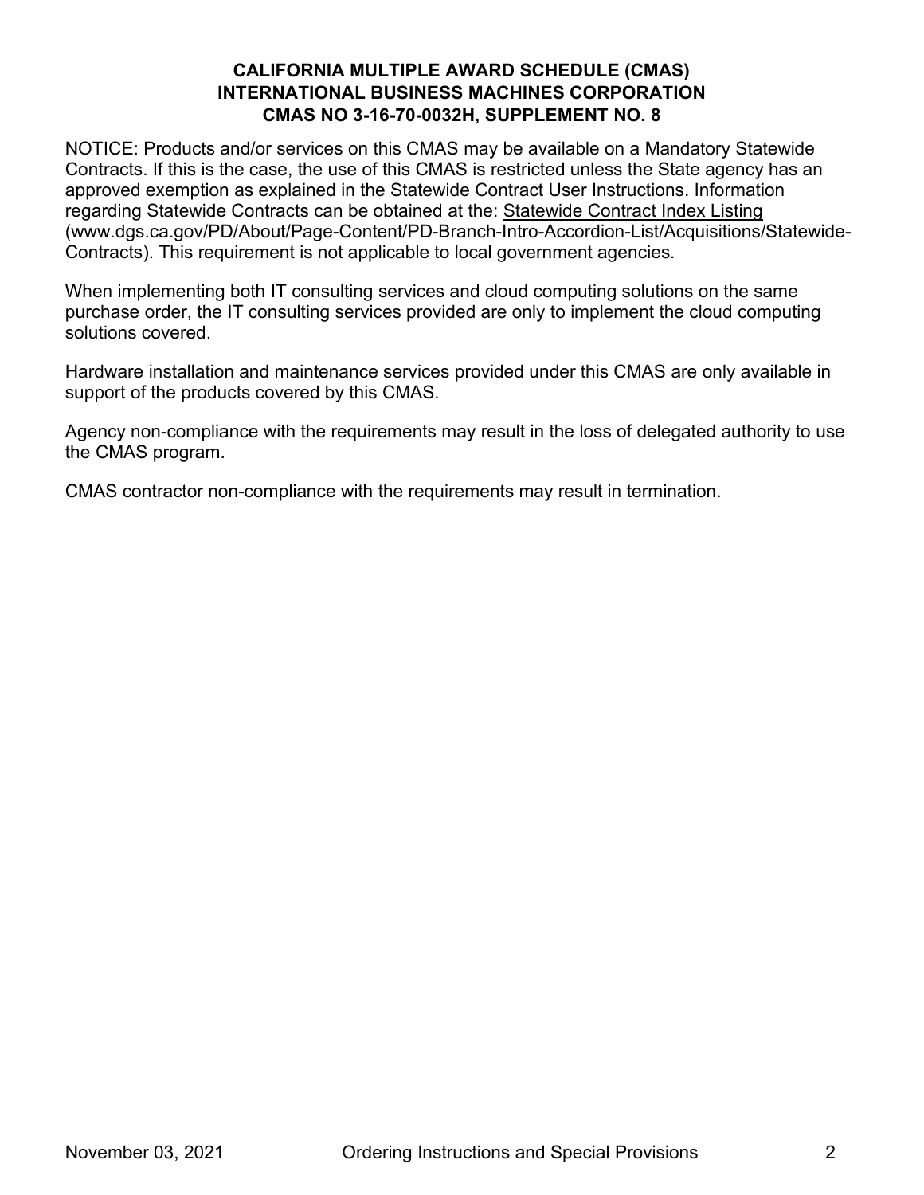**CALIFORNIA MULTIPLE AWARD SCHEDULE (CMAS)**
**INTERNATIONAL BUSINESS MACHINES CORPORATION**
**CMAS NO 3-16-70-0032H, SUPPLEMENT NO. 8**

NOTICE: Products and/or services on this CMAS may be available on a Mandatory Statewide Contracts. If this is the case, the use of this CMAS is restricted unless the State agency has an approved exemption as explained in the Statewide Contract User Instructions. Information regarding Statewide Contracts can be obtained at the: Statewide Contract Index Listing (www.dgs.ca.gov/PD/About/Page-Content/PD-Branch-Intro-Accordion-List/Acquisitions/Statewide-Contracts). This requirement is not applicable to local government agencies.

When implementing both IT consulting services and cloud computing solutions on the same purchase order, the IT consulting services provided are only to implement the cloud computing solutions covered.

Hardware installation and maintenance services provided under this CMAS are only available in support of the products covered by this CMAS.

Agency non-compliance with the requirements may result in the loss of delegated authority to use the CMAS program.

CMAS contractor non-compliance with the requirements may result in termination.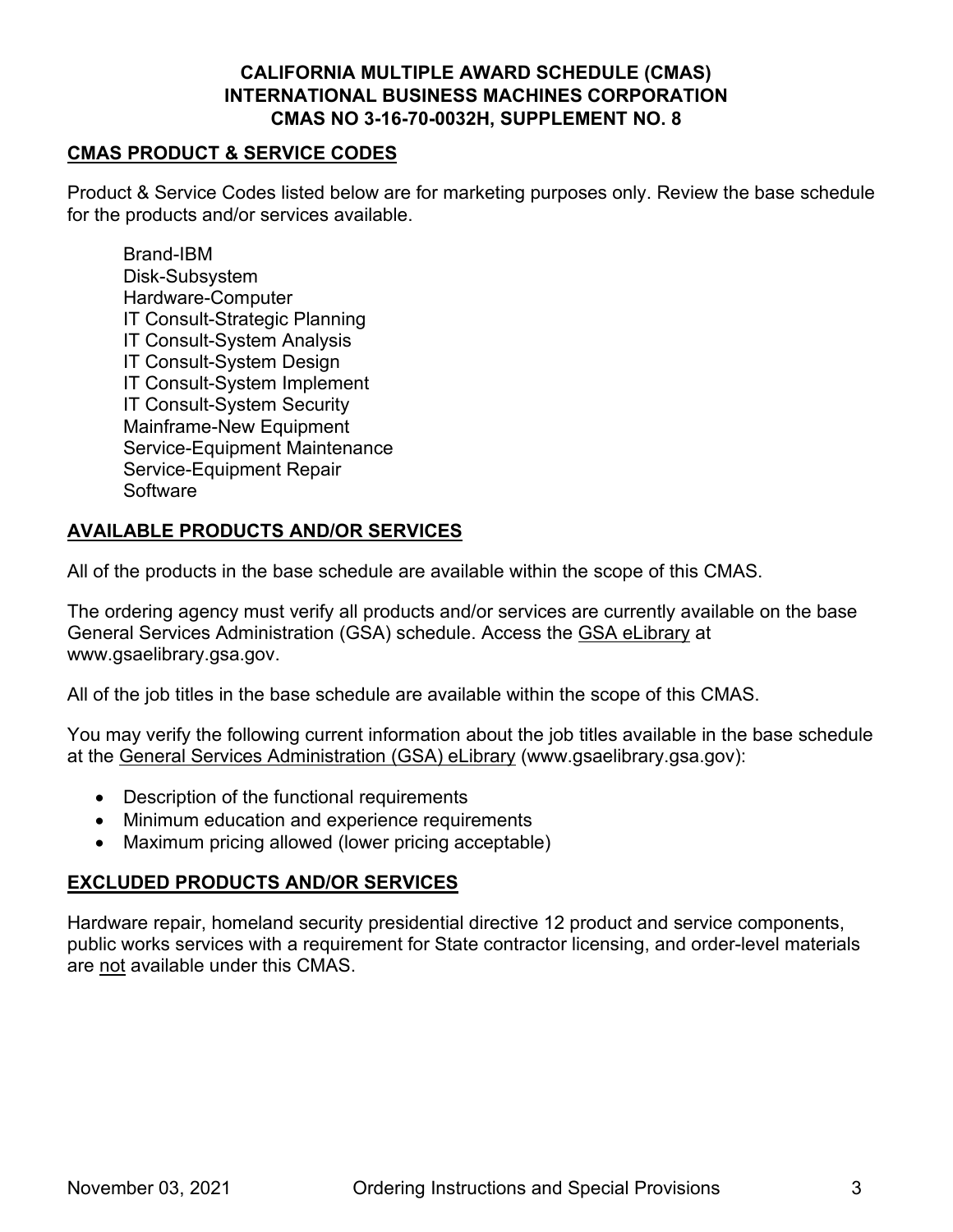**CALIFORNIA MULTIPLE AWARD SCHEDULE (CMAS)**
**INTERNATIONAL BUSINESS MACHINES CORPORATION**
**CMAS NO 3-16-70-0032H, SUPPLEMENT NO. 8**

## CMAS PRODUCT & SERVICE CODES

Product & Service Codes listed below are for marketing purposes only. Review the base schedule for the products and/or services available.

Brand-IBM
Disk-Subsystem
Hardware-Computer
IT Consult-Strategic Planning
IT Consult-System Analysis
IT Consult-System Design
IT Consult-System Implement
IT Consult-System Security
Mainframe-New Equipment
Service-Equipment Maintenance
Service-Equipment Repair
Software

## AVAILABLE PRODUCTS AND/OR SERVICES

All of the products in the base schedule are available within the scope of this CMAS.

The ordering agency must verify all products and/or services are currently available on the base General Services Administration (GSA) schedule. Access the GSA eLibrary at www.gsaelibrary.gsa.gov.

All of the job titles in the base schedule are available within the scope of this CMAS.

You may verify the following current information about the job titles available in the base schedule at the General Services Administration (GSA) eLibrary (www.gsaelibrary.gsa.gov):

- Description of the functional requirements
- Minimum education and experience requirements
- Maximum pricing allowed (lower pricing acceptable)

## EXCLUDED PRODUCTS AND/OR SERVICES

Hardware repair, homeland security presidential directive 12 product and service components, public works services with a requirement for State contractor licensing, and order-level materials are not available under this CMAS.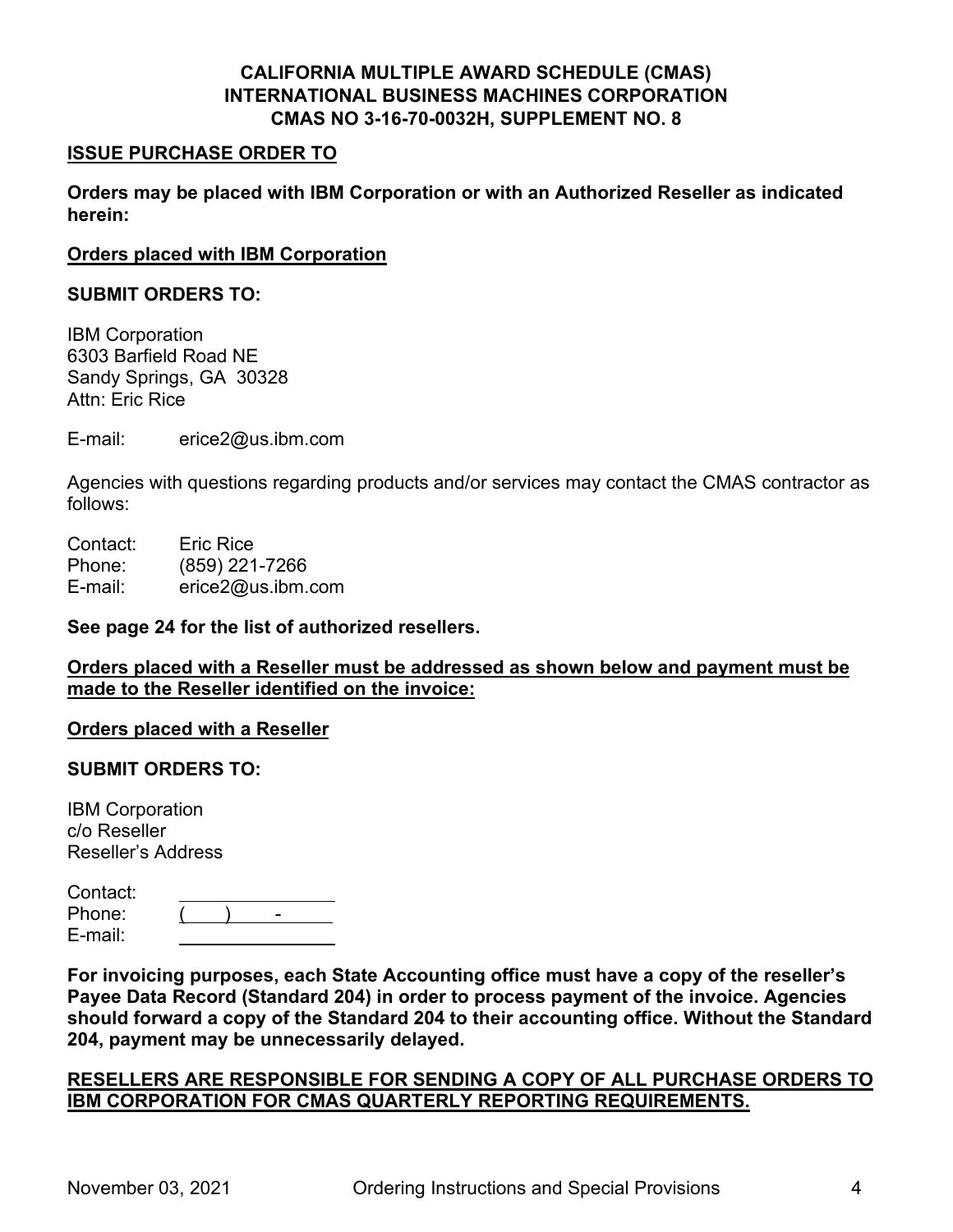**CALIFORNIA MULTIPLE AWARD SCHEDULE (CMAS)**
**INTERNATIONAL BUSINESS MACHINES CORPORATION**
**CMAS NO 3-16-70-0032H, SUPPLEMENT NO. 8**

## ISSUE PURCHASE ORDER TO

**Orders may be placed with IBM Corporation or with an Authorized Reseller as indicated herein:**

### Orders placed with IBM Corporation

**SUBMIT ORDERS TO:**

IBM Corporation
6303 Barfield Road NE
Sandy Springs, GA 30328
Attn: Eric Rice

E-mail: erice2@us.ibm.com

Agencies with questions regarding products and/or services may contact the CMAS contractor as follows:

Contact: Eric Rice
Phone: (859) 221-7266
E-mail: erice2@us.ibm.com

**See page 24 for the list of authorized resellers.**

**Orders placed with a Reseller must be addressed as shown below and payment must be made to the Reseller identified on the invoice:**

### Orders placed with a Reseller

**SUBMIT ORDERS TO:**

IBM Corporation
c/o Reseller
Reseller's Address

Contact: ______________
Phone: (    )    -    
E-mail: ______________

**For invoicing purposes, each State Accounting office must have a copy of the reseller's Payee Data Record (Standard 204) in order to process payment of the invoice. Agencies should forward a copy of the Standard 204 to their accounting office. Without the Standard 204, payment may be unnecessarily delayed.**

**RESELLERS ARE RESPONSIBLE FOR SENDING A COPY OF ALL PURCHASE ORDERS TO IBM CORPORATION FOR CMAS QUARTERLY REPORTING REQUIREMENTS.**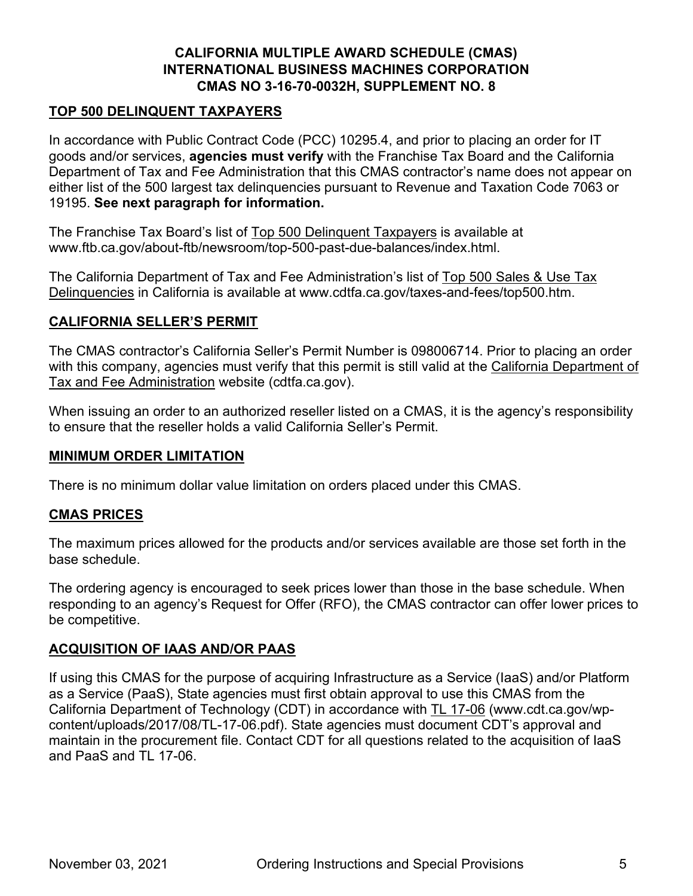**CALIFORNIA MULTIPLE AWARD SCHEDULE (CMAS)**
**INTERNATIONAL BUSINESS MACHINES CORPORATION**
**CMAS NO 3-16-70-0032H, SUPPLEMENT NO. 8**

## TOP 500 DELINQUENT TAXPAYERS

In accordance with Public Contract Code (PCC) 10295.4, and prior to placing an order for IT goods and/or services, **agencies must verify** with the Franchise Tax Board and the California Department of Tax and Fee Administration that this CMAS contractor's name does not appear on either list of the 500 largest tax delinquencies pursuant to Revenue and Taxation Code 7063 or 19195. **See next paragraph for information.**

The Franchise Tax Board's list of Top 500 Delinquent Taxpayers is available at www.ftb.ca.gov/about-ftb/newsroom/top-500-past-due-balances/index.html.

The California Department of Tax and Fee Administration's list of Top 500 Sales & Use Tax Delinquencies in California is available at www.cdtfa.ca.gov/taxes-and-fees/top500.htm.

## CALIFORNIA SELLER'S PERMIT

The CMAS contractor's California Seller's Permit Number is 098006714. Prior to placing an order with this company, agencies must verify that this permit is still valid at the California Department of Tax and Fee Administration website (cdtfa.ca.gov).

When issuing an order to an authorized reseller listed on a CMAS, it is the agency's responsibility to ensure that the reseller holds a valid California Seller's Permit.

## MINIMUM ORDER LIMITATION

There is no minimum dollar value limitation on orders placed under this CMAS.

## CMAS PRICES

The maximum prices allowed for the products and/or services available are those set forth in the base schedule.

The ordering agency is encouraged to seek prices lower than those in the base schedule. When responding to an agency's Request for Offer (RFO), the CMAS contractor can offer lower prices to be competitive.

## ACQUISITION OF IAAS AND/OR PAAS

If using this CMAS for the purpose of acquiring Infrastructure as a Service (IaaS) and/or Platform as a Service (PaaS), State agencies must first obtain approval to use this CMAS from the California Department of Technology (CDT) in accordance with TL 17-06 (www.cdt.ca.gov/wp-content/uploads/2017/08/TL-17-06.pdf). State agencies must document CDT's approval and maintain in the procurement file. Contact CDT for all questions related to the acquisition of IaaS and PaaS and TL 17-06.

November 03, 2021 Ordering Instructions and Special Provisions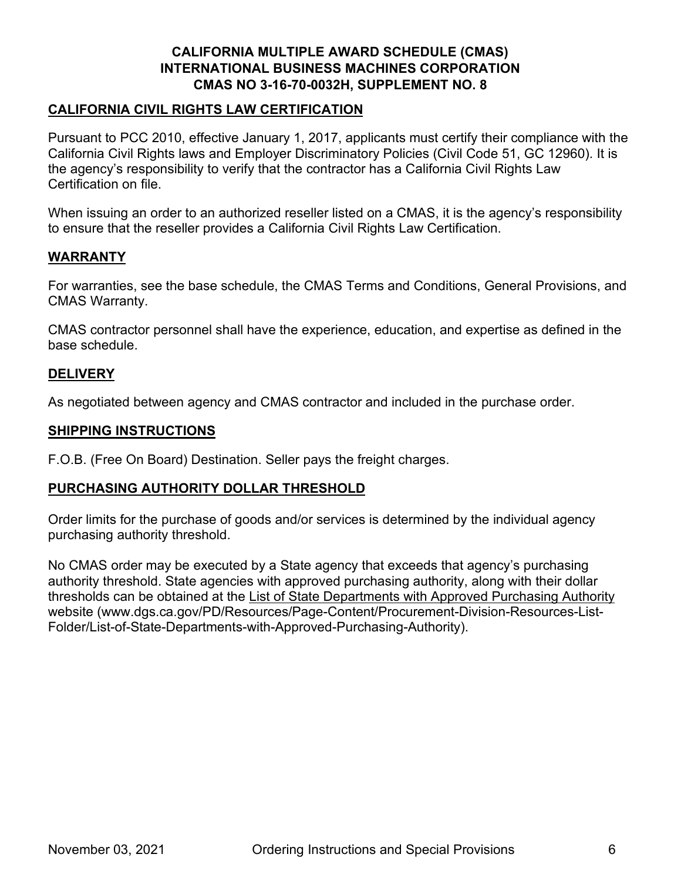## CALIFORNIA CIVIL RIGHTS LAW CERTIFICATION

Pursuant to PCC 2010, effective January 1, 2017, applicants must certify their compliance with the California Civil Rights laws and Employer Discriminatory Policies (Civil Code 51, GC 12960). It is the agency's responsibility to verify that the contractor has a California Civil Rights Law Certification on file.

When issuing an order to an authorized reseller listed on a CMAS, it is the agency's responsibility to ensure that the reseller provides a California Civil Rights Law Certification.

## WARRANTY

For warranties, see the base schedule, the CMAS Terms and Conditions, General Provisions, and CMAS Warranty.

CMAS contractor personnel shall have the experience, education, and expertise as defined in the base schedule.

## DELIVERY

As negotiated between agency and CMAS contractor and included in the purchase order.

## SHIPPING INSTRUCTIONS

F.O.B. (Free On Board) Destination. Seller pays the freight charges.

## PURCHASING AUTHORITY DOLLAR THRESHOLD

Order limits for the purchase of goods and/or services is determined by the individual agency purchasing authority threshold.

No CMAS order may be executed by a State agency that exceeds that agency's purchasing authority threshold. State agencies with approved purchasing authority, along with their dollar thresholds can be obtained at the List of State Departments with Approved Purchasing Authority website (www.dgs.ca.gov/PD/Resources/Page-Content/Procurement-Division-Resources-List-Folder/List-of-State-Departments-with-Approved-Purchasing-Authority).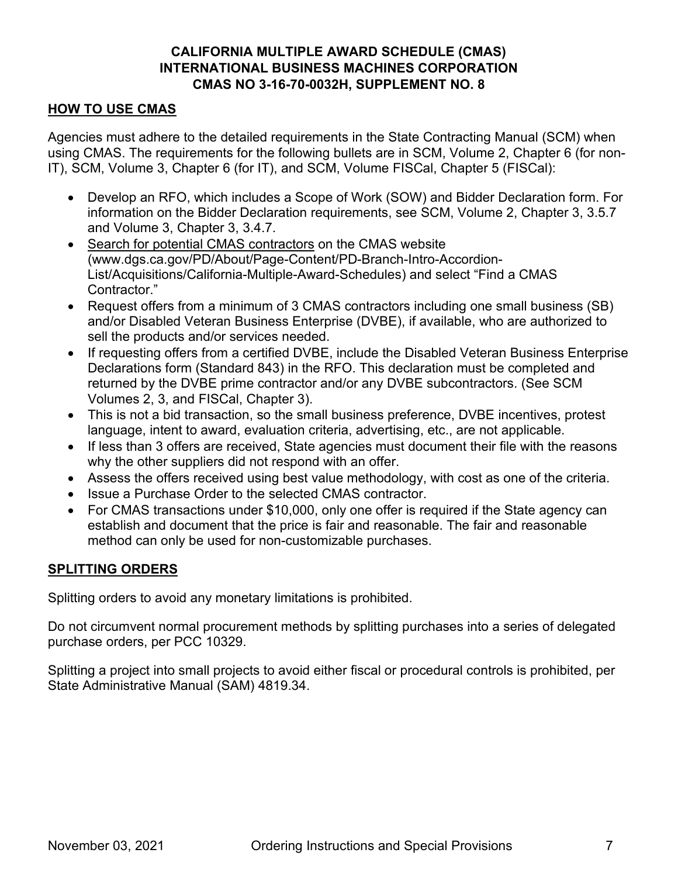**CALIFORNIA MULTIPLE AWARD SCHEDULE (CMAS)**
**INTERNATIONAL BUSINESS MACHINES CORPORATION**
**CMAS NO 3-16-70-0032H, SUPPLEMENT NO. 8**

## HOW TO USE CMAS

Agencies must adhere to the detailed requirements in the State Contracting Manual (SCM) when using CMAS. The requirements for the following bullets are in SCM, Volume 2, Chapter 6 (for non-IT), SCM, Volume 3, Chapter 6 (for IT), and SCM, Volume FISCal, Chapter 5 (FISCal):

- Develop an RFO, which includes a Scope of Work (SOW) and Bidder Declaration form. For information on the Bidder Declaration requirements, see SCM, Volume 2, Chapter 3, 3.5.7 and Volume 3, Chapter 3, 3.4.7.
- Search for potential CMAS contractors on the CMAS website (www.dgs.ca.gov/PD/About/Page-Content/PD-Branch-Intro-Accordion-List/Acquisitions/California-Multiple-Award-Schedules) and select "Find a CMAS Contractor."
- Request offers from a minimum of 3 CMAS contractors including one small business (SB) and/or Disabled Veteran Business Enterprise (DVBE), if available, who are authorized to sell the products and/or services needed.
- If requesting offers from a certified DVBE, include the Disabled Veteran Business Enterprise Declarations form (Standard 843) in the RFO. This declaration must be completed and returned by the DVBE prime contractor and/or any DVBE subcontractors. (See SCM Volumes 2, 3, and FISCal, Chapter 3).
- This is not a bid transaction, so the small business preference, DVBE incentives, protest language, intent to award, evaluation criteria, advertising, etc., are not applicable.
- If less than 3 offers are received, State agencies must document their file with the reasons why the other suppliers did not respond with an offer.
- Assess the offers received using best value methodology, with cost as one of the criteria.
- Issue a Purchase Order to the selected CMAS contractor.
- For CMAS transactions under $10,000, only one offer is required if the State agency can establish and document that the price is fair and reasonable. The fair and reasonable method can only be used for non-customizable purchases.

## SPLITTING ORDERS

Splitting orders to avoid any monetary limitations is prohibited.

Do not circumvent normal procurement methods by splitting purchases into a series of delegated purchase orders, per PCC 10329.

Splitting a project into small projects to avoid either fiscal or procedural controls is prohibited, per State Administrative Manual (SAM) 4819.34.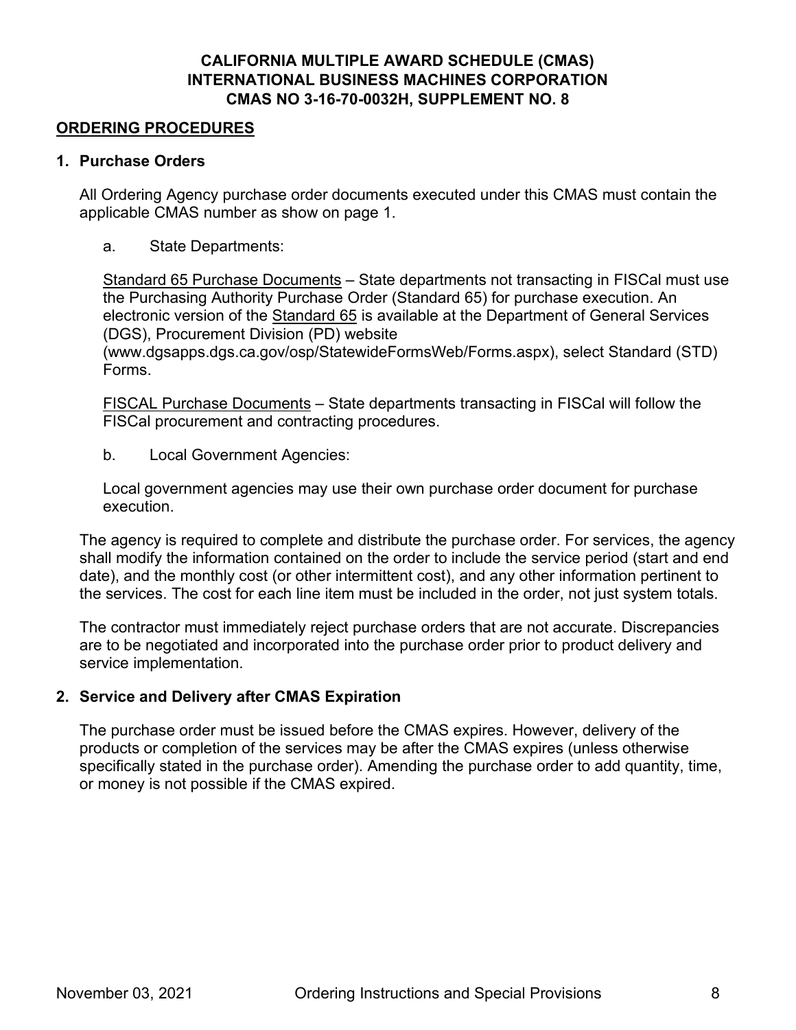**CALIFORNIA MULTIPLE AWARD SCHEDULE (CMAS)**
**INTERNATIONAL BUSINESS MACHINES CORPORATION**
**CMAS NO 3-16-70-0032H, SUPPLEMENT NO. 8**

## ORDERING PROCEDURES

### 1. Purchase Orders

All Ordering Agency purchase order documents executed under this CMAS must contain the applicable CMAS number as show on page 1.

a. State Departments:

Standard 65 Purchase Documents – State departments not transacting in FISCal must use the Purchasing Authority Purchase Order (Standard 65) for purchase execution. An electronic version of the Standard 65 is available at the Department of General Services (DGS), Procurement Division (PD) website (www.dgsapps.dgs.ca.gov/osp/StatewideFormsWeb/Forms.aspx), select Standard (STD) Forms.

FISCAL Purchase Documents – State departments transacting in FISCal will follow the FISCal procurement and contracting procedures.

b. Local Government Agencies:

Local government agencies may use their own purchase order document for purchase execution.

The agency is required to complete and distribute the purchase order. For services, the agency shall modify the information contained on the order to include the service period (start and end date), and the monthly cost (or other intermittent cost), and any other information pertinent to the services. The cost for each line item must be included in the order, not just system totals.

The contractor must immediately reject purchase orders that are not accurate. Discrepancies are to be negotiated and incorporated into the purchase order prior to product delivery and service implementation.

### 2. Service and Delivery after CMAS Expiration

The purchase order must be issued before the CMAS expires. However, delivery of the products or completion of the services may be after the CMAS expires (unless otherwise specifically stated in the purchase order). Amending the purchase order to add quantity, time, or money is not possible if the CMAS expired.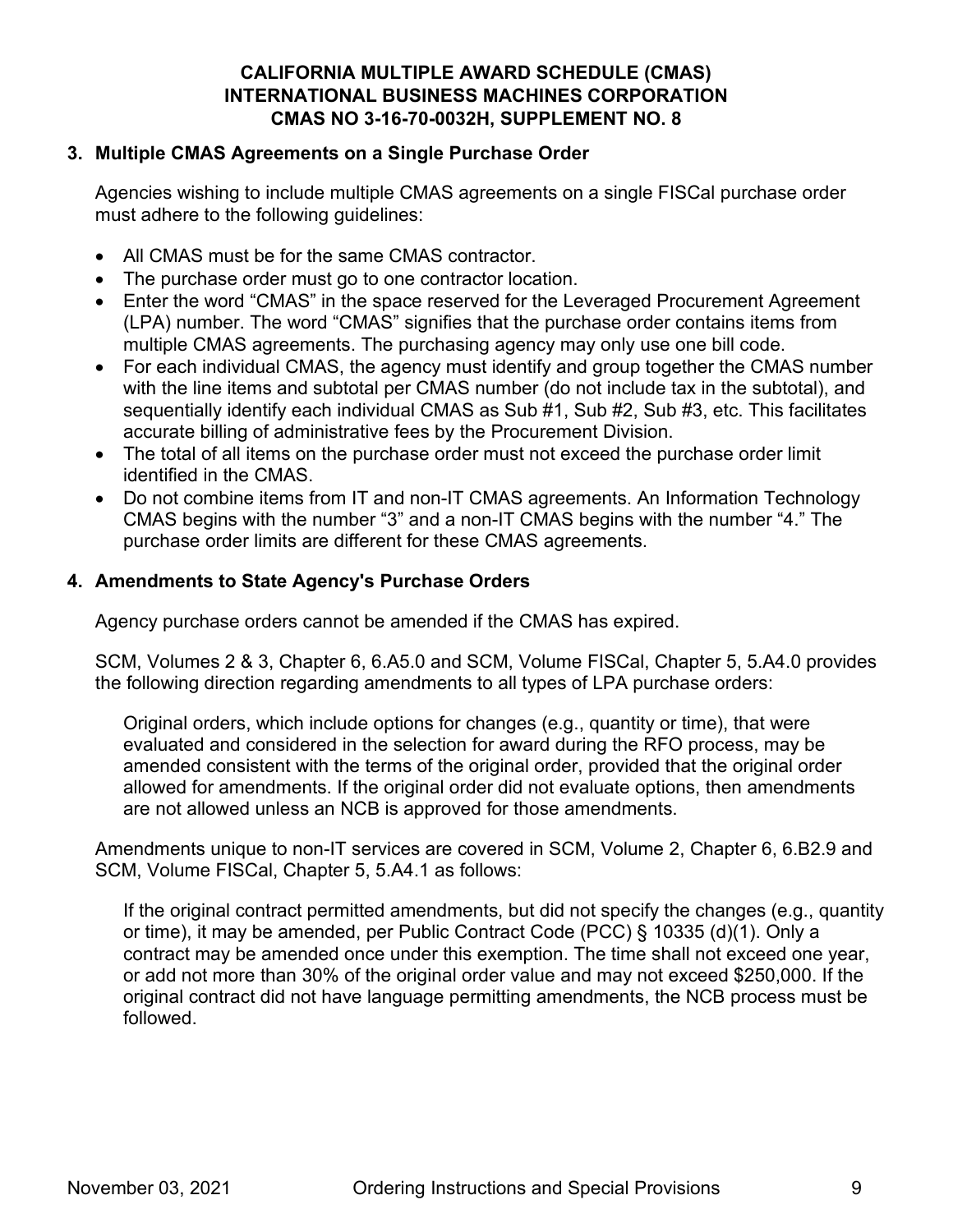### 3. Multiple CMAS Agreements on a Single Purchase Order

Agencies wishing to include multiple CMAS agreements on a single FISCal purchase order must adhere to the following guidelines:

- All CMAS must be for the same CMAS contractor.
- The purchase order must go to one contractor location.
- Enter the word "CMAS" in the space reserved for the Leveraged Procurement Agreement (LPA) number. The word "CMAS" signifies that the purchase order contains items from multiple CMAS agreements. The purchasing agency may only use one bill code.
- For each individual CMAS, the agency must identify and group together the CMAS number with the line items and subtotal per CMAS number (do not include tax in the subtotal), and sequentially identify each individual CMAS as Sub #1, Sub #2, Sub #3, etc. This facilitates accurate billing of administrative fees by the Procurement Division.
- The total of all items on the purchase order must not exceed the purchase order limit identified in the CMAS.
- Do not combine items from IT and non-IT CMAS agreements. An Information Technology CMAS begins with the number "3" and a non-IT CMAS begins with the number "4." The purchase order limits are different for these CMAS agreements.

### 4. Amendments to State Agency's Purchase Orders

Agency purchase orders cannot be amended if the CMAS has expired.

SCM, Volumes 2 & 3, Chapter 6, 6.A5.0 and SCM, Volume FISCal, Chapter 5, 5.A4.0 provides the following direction regarding amendments to all types of LPA purchase orders:

> Original orders, which include options for changes (e.g., quantity or time), that were evaluated and considered in the selection for award during the RFO process, may be amended consistent with the terms of the original order, provided that the original order allowed for amendments. If the original order did not evaluate options, then amendments are not allowed unless an NCB is approved for those amendments.

Amendments unique to non-IT services are covered in SCM, Volume 2, Chapter 6, 6.B2.9 and SCM, Volume FISCal, Chapter 5, 5.A4.1 as follows:

> If the original contract permitted amendments, but did not specify the changes (e.g., quantity or time), it may be amended, per Public Contract Code (PCC) § 10335 (d)(1). Only a contract may be amended once under this exemption. The time shall not exceed one year, or add not more than 30% of the original order value and may not exceed $250,000. If the original contract did not have language permitting amendments, the NCB process must be followed.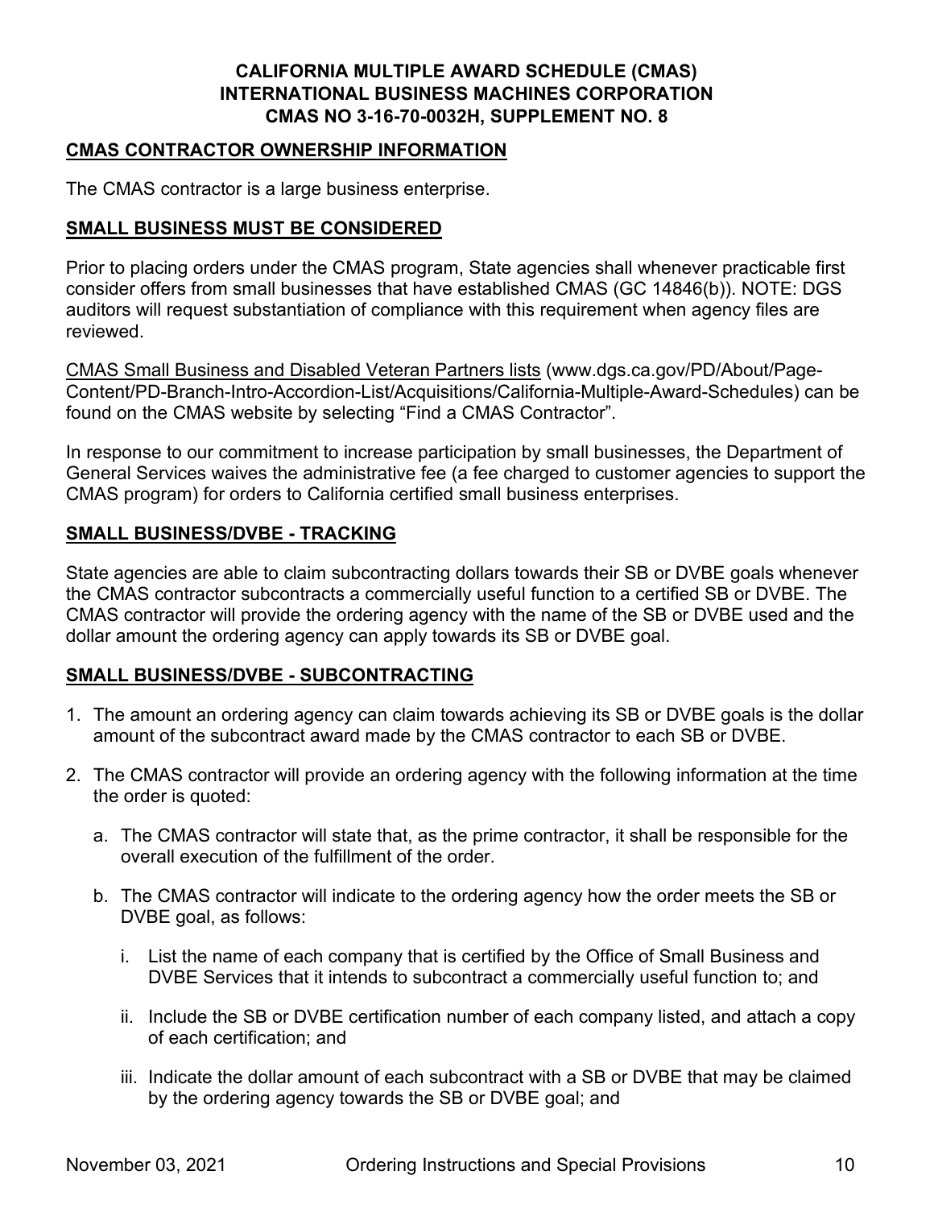**CALIFORNIA MULTIPLE AWARD SCHEDULE (CMAS)**
**INTERNATIONAL BUSINESS MACHINES CORPORATION**
**CMAS NO 3-16-70-0032H, SUPPLEMENT NO. 8**

## CMAS CONTRACTOR OWNERSHIP INFORMATION

The CMAS contractor is a large business enterprise.

## SMALL BUSINESS MUST BE CONSIDERED

Prior to placing orders under the CMAS program, State agencies shall whenever practicable first consider offers from small businesses that have established CMAS (GC 14846(b)). NOTE: DGS auditors will request substantiation of compliance with this requirement when agency files are reviewed.

CMAS Small Business and Disabled Veteran Partners lists (www.dgs.ca.gov/PD/About/Page-Content/PD-Branch-Intro-Accordion-List/Acquisitions/California-Multiple-Award-Schedules) can be found on the CMAS website by selecting "Find a CMAS Contractor".

In response to our commitment to increase participation by small businesses, the Department of General Services waives the administrative fee (a fee charged to customer agencies to support the CMAS program) for orders to California certified small business enterprises.

## SMALL BUSINESS/DVBE - TRACKING

State agencies are able to claim subcontracting dollars towards their SB or DVBE goals whenever the CMAS contractor subcontracts a commercially useful function to a certified SB or DVBE. The CMAS contractor will provide the ordering agency with the name of the SB or DVBE used and the dollar amount the ordering agency can apply towards its SB or DVBE goal.

## SMALL BUSINESS/DVBE - SUBCONTRACTING

1. The amount an ordering agency can claim towards achieving its SB or DVBE goals is the dollar amount of the subcontract award made by the CMAS contractor to each SB or DVBE.
2. The CMAS contractor will provide an ordering agency with the following information at the time the order is quoted:
   a. The CMAS contractor will state that, as the prime contractor, it shall be responsible for the overall execution of the fulfillment of the order.
   b. The CMAS contractor will indicate to the ordering agency how the order meets the SB or DVBE goal, as follows:
      i. List the name of each company that is certified by the Office of Small Business and DVBE Services that it intends to subcontract a commercially useful function to; and
      ii. Include the SB or DVBE certification number of each company listed, and attach a copy of each certification; and
      iii. Indicate the dollar amount of each subcontract with a SB or DVBE that may be claimed by the ordering agency towards the SB or DVBE goal; and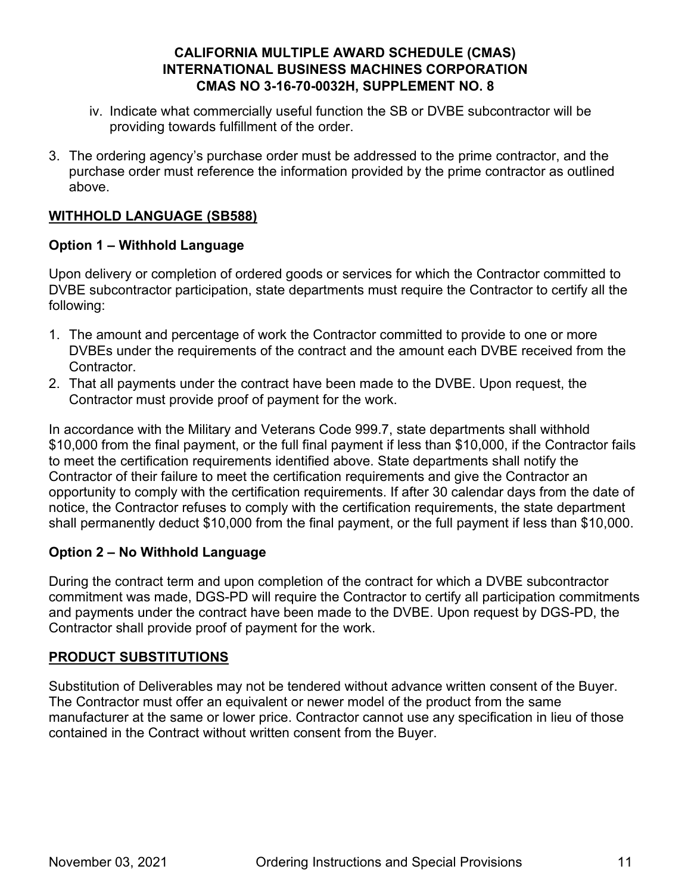iv. Indicate what commercially useful function the SB or DVBE subcontractor will be providing towards fulfillment of the order.

3. The ordering agency's purchase order must be addressed to the prime contractor, and the purchase order must reference the information provided by the prime contractor as outlined above.

## WITHHOLD LANGUAGE (SB588)

### Option 1 – Withhold Language

Upon delivery or completion of ordered goods or services for which the Contractor committed to DVBE subcontractor participation, state departments must require the Contractor to certify all the following:

1. The amount and percentage of work the Contractor committed to provide to one or more DVBEs under the requirements of the contract and the amount each DVBE received from the Contractor.
2. That all payments under the contract have been made to the DVBE. Upon request, the Contractor must provide proof of payment for the work.

In accordance with the Military and Veterans Code 999.7, state departments shall withhold $10,000 from the final payment, or the full final payment if less than $10,000, if the Contractor fails to meet the certification requirements identified above. State departments shall notify the Contractor of their failure to meet the certification requirements and give the Contractor an opportunity to comply with the certification requirements. If after 30 calendar days from the date of notice, the Contractor refuses to comply with the certification requirements, the state department shall permanently deduct $10,000 from the final payment, or the full payment if less than $10,000.

### Option 2 – No Withhold Language

During the contract term and upon completion of the contract for which a DVBE subcontractor commitment was made, DGS-PD will require the Contractor to certify all participation commitments and payments under the contract have been made to the DVBE. Upon request by DGS-PD, the Contractor shall provide proof of payment for the work.

## PRODUCT SUBSTITUTIONS

Substitution of Deliverables may not be tendered without advance written consent of the Buyer. The Contractor must offer an equivalent or newer model of the product from the same manufacturer at the same or lower price. Contractor cannot use any specification in lieu of those contained in the Contract without written consent from the Buyer.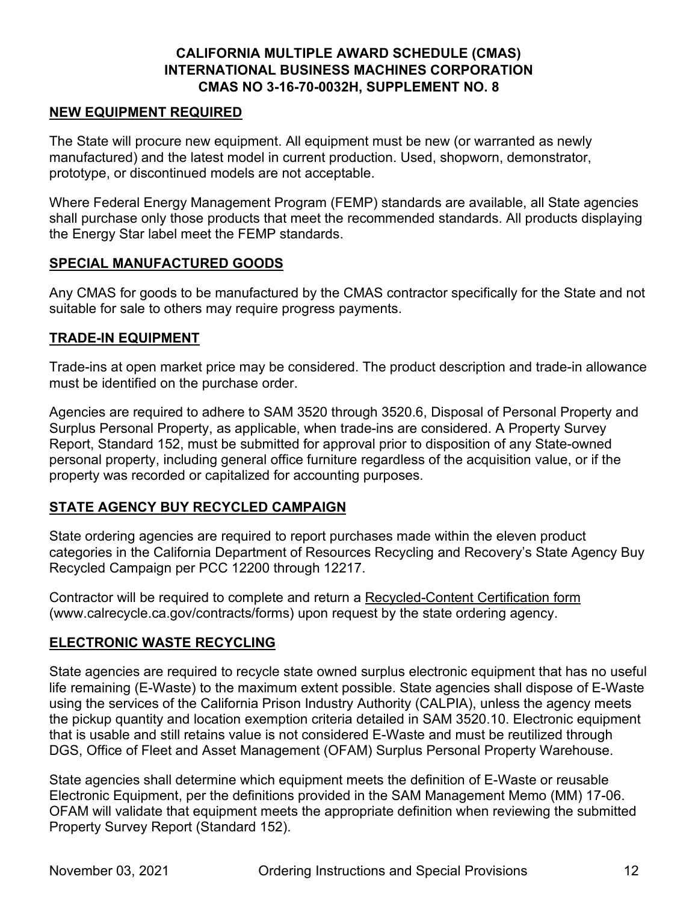**CALIFORNIA MULTIPLE AWARD SCHEDULE (CMAS)**
**INTERNATIONAL BUSINESS MACHINES CORPORATION**
**CMAS NO 3-16-70-0032H, SUPPLEMENT NO. 8**

## NEW EQUIPMENT REQUIRED

The State will procure new equipment. All equipment must be new (or warranted as newly manufactured) and the latest model in current production. Used, shopworn, demonstrator, prototype, or discontinued models are not acceptable.

Where Federal Energy Management Program (FEMP) standards are available, all State agencies shall purchase only those products that meet the recommended standards. All products displaying the Energy Star label meet the FEMP standards.

## SPECIAL MANUFACTURED GOODS

Any CMAS for goods to be manufactured by the CMAS contractor specifically for the State and not suitable for sale to others may require progress payments.

## TRADE-IN EQUIPMENT

Trade-ins at open market price may be considered. The product description and trade-in allowance must be identified on the purchase order.

Agencies are required to adhere to SAM 3520 through 3520.6, Disposal of Personal Property and Surplus Personal Property, as applicable, when trade-ins are considered. A Property Survey Report, Standard 152, must be submitted for approval prior to disposition of any State-owned personal property, including general office furniture regardless of the acquisition value, or if the property was recorded or capitalized for accounting purposes.

## STATE AGENCY BUY RECYCLED CAMPAIGN

State ordering agencies are required to report purchases made within the eleven product categories in the California Department of Resources Recycling and Recovery's State Agency Buy Recycled Campaign per PCC 12200 through 12217.

Contractor will be required to complete and return a Recycled-Content Certification form (www.calrecycle.ca.gov/contracts/forms) upon request by the state ordering agency.

## ELECTRONIC WASTE RECYCLING

State agencies are required to recycle state owned surplus electronic equipment that has no useful life remaining (E-Waste) to the maximum extent possible. State agencies shall dispose of E-Waste using the services of the California Prison Industry Authority (CALPIA), unless the agency meets the pickup quantity and location exemption criteria detailed in SAM 3520.10. Electronic equipment that is usable and still retains value is not considered E-Waste and must be reutilized through DGS, Office of Fleet and Asset Management (OFAM) Surplus Personal Property Warehouse.

State agencies shall determine which equipment meets the definition of E-Waste or reusable Electronic Equipment, per the definitions provided in the SAM Management Memo (MM) 17-06. OFAM will validate that equipment meets the appropriate definition when reviewing the submitted Property Survey Report (Standard 152).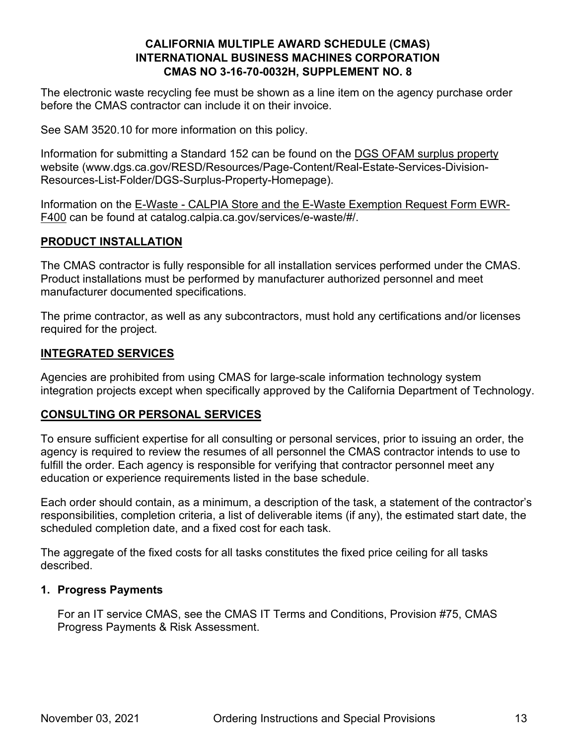The electronic waste recycling fee must be shown as a line item on the agency purchase order before the CMAS contractor can include it on their invoice.

See SAM 3520.10 for more information on this policy.

Information for submitting a Standard 152 can be found on the DGS OFAM surplus property website (www.dgs.ca.gov/RESD/Resources/Page-Content/Real-Estate-Services-Division-Resources-List-Folder/DGS-Surplus-Property-Homepage).

Information on the E-Waste - CALPIA Store and the E-Waste Exemption Request Form EWR-F400 can be found at catalog.calpia.ca.gov/services/e-waste/#/.

## PRODUCT INSTALLATION

The CMAS contractor is fully responsible for all installation services performed under the CMAS. Product installations must be performed by manufacturer authorized personnel and meet manufacturer documented specifications.

The prime contractor, as well as any subcontractors, must hold any certifications and/or licenses required for the project.

## INTEGRATED SERVICES

Agencies are prohibited from using CMAS for large-scale information technology system integration projects except when specifically approved by the California Department of Technology.

## CONSULTING OR PERSONAL SERVICES

To ensure sufficient expertise for all consulting or personal services, prior to issuing an order, the agency is required to review the resumes of all personnel the CMAS contractor intends to use to fulfill the order. Each agency is responsible for verifying that contractor personnel meet any education or experience requirements listed in the base schedule.

Each order should contain, as a minimum, a description of the task, a statement of the contractor's responsibilities, completion criteria, a list of deliverable items (if any), the estimated start date, the scheduled completion date, and a fixed cost for each task.

The aggregate of the fixed costs for all tasks constitutes the fixed price ceiling for all tasks described.

### 1. Progress Payments

For an IT service CMAS, see the CMAS IT Terms and Conditions, Provision #75, CMAS Progress Payments & Risk Assessment.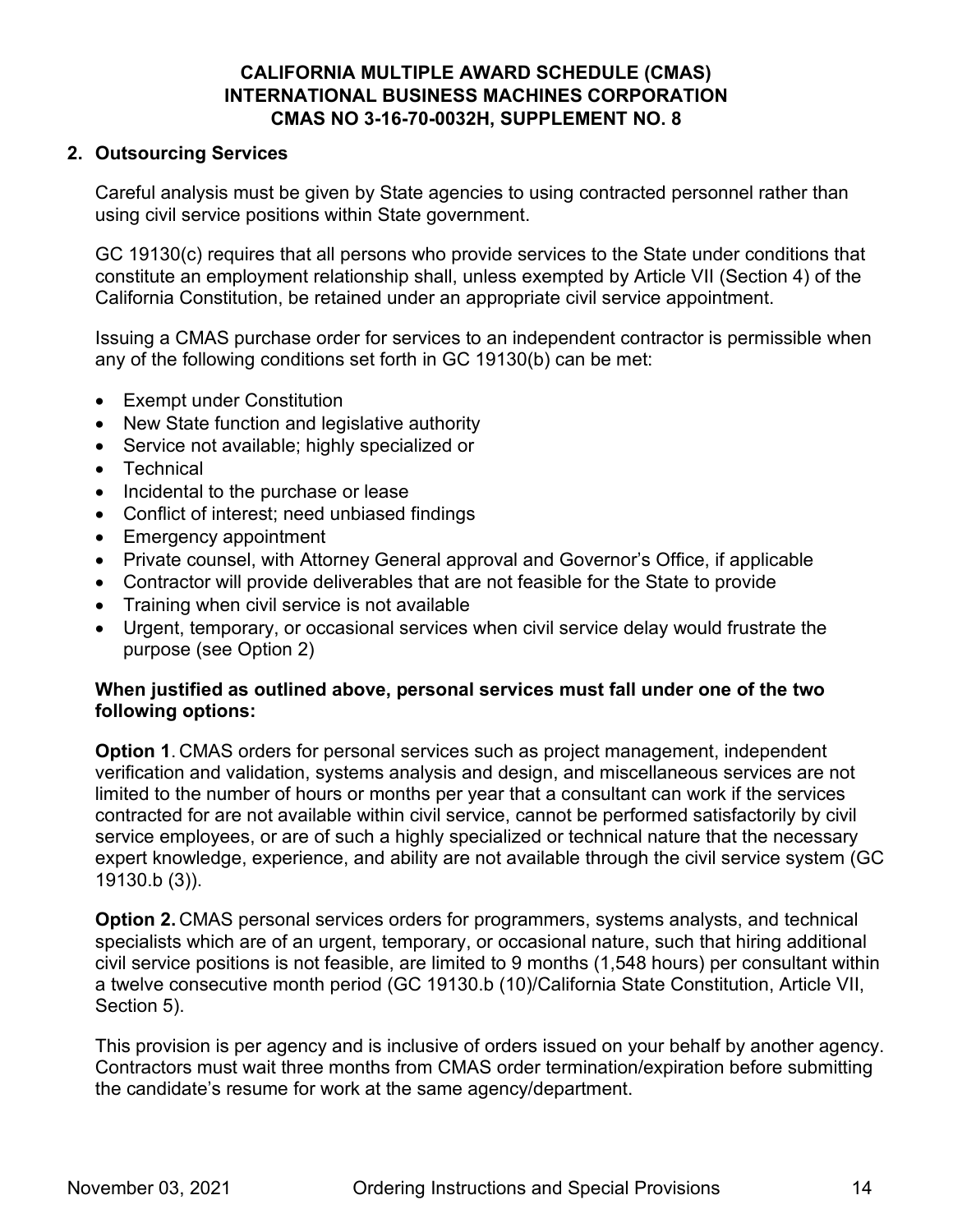## 2. Outsourcing Services

Careful analysis must be given by State agencies to using contracted personnel rather than using civil service positions within State government.

GC 19130(c) requires that all persons who provide services to the State under conditions that constitute an employment relationship shall, unless exempted by Article VII (Section 4) of the California Constitution, be retained under an appropriate civil service appointment.

Issuing a CMAS purchase order for services to an independent contractor is permissible when any of the following conditions set forth in GC 19130(b) can be met:

- Exempt under Constitution
- New State function and legislative authority
- Service not available; highly specialized or
- Technical
- Incidental to the purchase or lease
- Conflict of interest; need unbiased findings
- Emergency appointment
- Private counsel, with Attorney General approval and Governor's Office, if applicable
- Contractor will provide deliverables that are not feasible for the State to provide
- Training when civil service is not available
- Urgent, temporary, or occasional services when civil service delay would frustrate the purpose (see Option 2)

**When justified as outlined above, personal services must fall under one of the two following options:**

**Option 1**. CMAS orders for personal services such as project management, independent verification and validation, systems analysis and design, and miscellaneous services are not limited to the number of hours or months per year that a consultant can work if the services contracted for are not available within civil service, cannot be performed satisfactorily by civil service employees, or are of such a highly specialized or technical nature that the necessary expert knowledge, experience, and ability are not available through the civil service system (GC 19130.b (3)).

**Option 2.** CMAS personal services orders for programmers, systems analysts, and technical specialists which are of an urgent, temporary, or occasional nature, such that hiring additional civil service positions is not feasible, are limited to 9 months (1,548 hours) per consultant within a twelve consecutive month period (GC 19130.b (10)/California State Constitution, Article VII, Section 5).

This provision is per agency and is inclusive of orders issued on your behalf by another agency. Contractors must wait three months from CMAS order termination/expiration before submitting the candidate's resume for work at the same agency/department.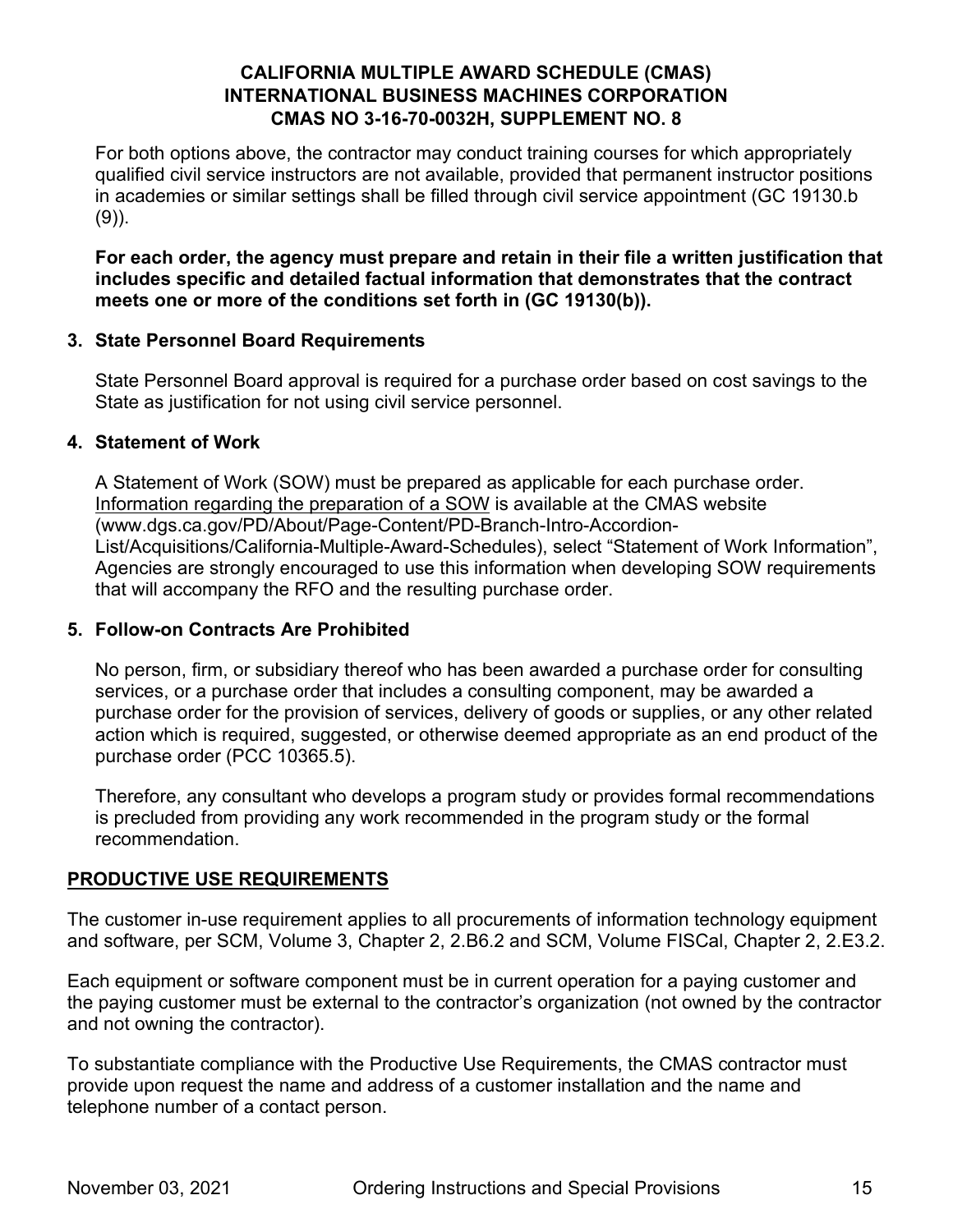For both options above, the contractor may conduct training courses for which appropriately qualified civil service instructors are not available, provided that permanent instructor positions in academies or similar settings shall be filled through civil service appointment (GC 19130.b (9)).

**For each order, the agency must prepare and retain in their file a written justification that includes specific and detailed factual information that demonstrates that the contract meets one or more of the conditions set forth in (GC 19130(b)).**

**3. State Personnel Board Requirements**

State Personnel Board approval is required for a purchase order based on cost savings to the State as justification for not using civil service personnel.

**4. Statement of Work**

A Statement of Work (SOW) must be prepared as applicable for each purchase order. Information regarding the preparation of a SOW is available at the CMAS website (www.dgs.ca.gov/PD/About/Page-Content/PD-Branch-Intro-Accordion-List/Acquisitions/California-Multiple-Award-Schedules), select "Statement of Work Information", Agencies are strongly encouraged to use this information when developing SOW requirements that will accompany the RFO and the resulting purchase order.

**5. Follow-on Contracts Are Prohibited**

No person, firm, or subsidiary thereof who has been awarded a purchase order for consulting services, or a purchase order that includes a consulting component, may be awarded a purchase order for the provision of services, delivery of goods or supplies, or any other related action which is required, suggested, or otherwise deemed appropriate as an end product of the purchase order (PCC 10365.5).

Therefore, any consultant who develops a program study or provides formal recommendations is precluded from providing any work recommended in the program study or the formal recommendation.

## PRODUCTIVE USE REQUIREMENTS

The customer in-use requirement applies to all procurements of information technology equipment and software, per SCM, Volume 3, Chapter 2, 2.B6.2 and SCM, Volume FISCal, Chapter 2, 2.E3.2.

Each equipment or software component must be in current operation for a paying customer and the paying customer must be external to the contractor's organization (not owned by the contractor and not owning the contractor).

To substantiate compliance with the Productive Use Requirements, the CMAS contractor must provide upon request the name and address of a customer installation and the name and telephone number of a contact person.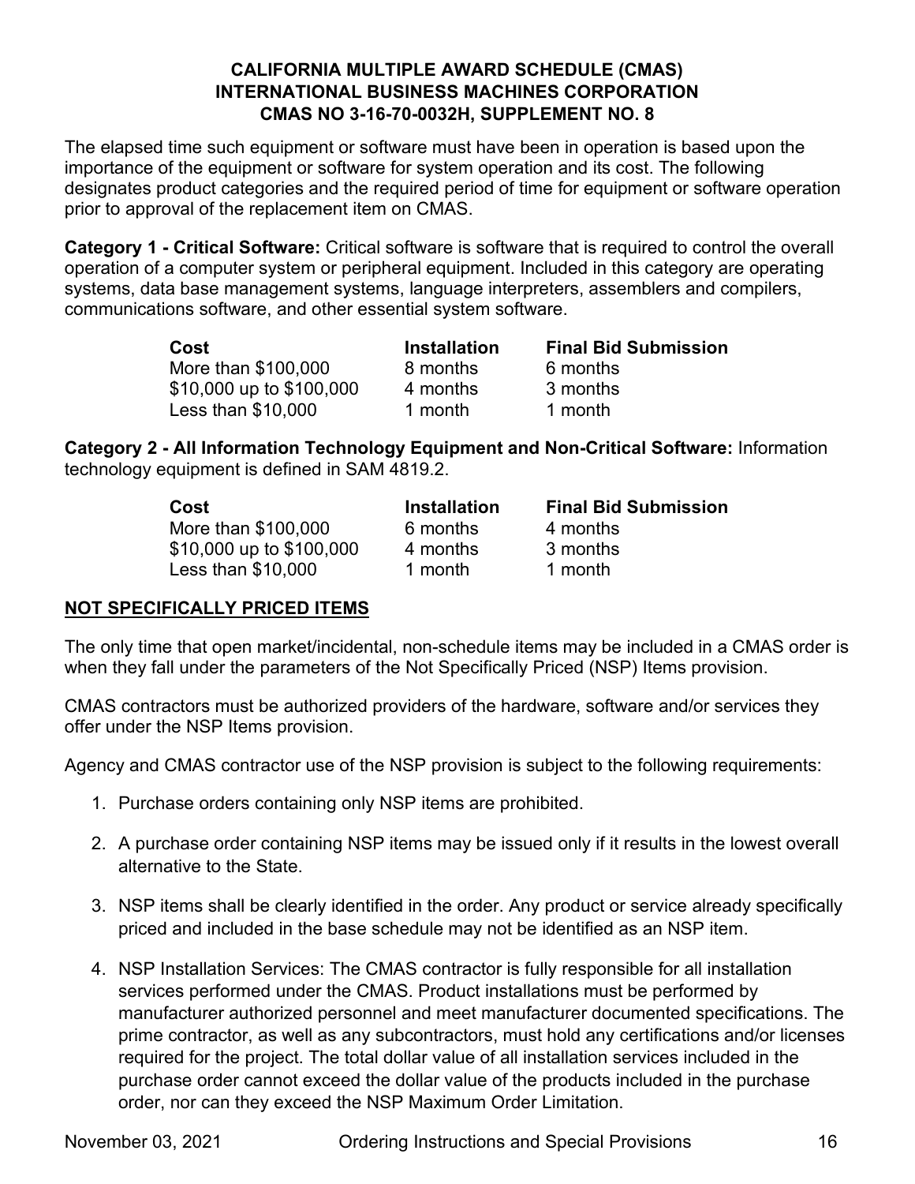The elapsed time such equipment or software must have been in operation is based upon the importance of the equipment or software for system operation and its cost. The following designates product categories and the required period of time for equipment or software operation prior to approval of the replacement item on CMAS.

**Category 1 - Critical Software:** Critical software is software that is required to control the overall operation of a computer system or peripheral equipment. Included in this category are operating systems, data base management systems, language interpreters, assemblers and compilers, communications software, and other essential system software.

| Cost | Installation | Final Bid Submission |
|---|---|---|
| More than $100,000 | 8 months | 6 months |
| $10,000 up to $100,000 | 4 months | 3 months |
| Less than $10,000 | 1 month | 1 month |

**Category 2 - All Information Technology Equipment and Non-Critical Software:** Information technology equipment is defined in SAM 4819.2.

| Cost | Installation | Final Bid Submission |
|---|---|---|
| More than $100,000 | 6 months | 4 months |
| $10,000 up to $100,000 | 4 months | 3 months |
| Less than $10,000 | 1 month | 1 month |

## NOT SPECIFICALLY PRICED ITEMS

The only time that open market/incidental, non-schedule items may be included in a CMAS order is when they fall under the parameters of the Not Specifically Priced (NSP) Items provision.

CMAS contractors must be authorized providers of the hardware, software and/or services they offer under the NSP Items provision.

Agency and CMAS contractor use of the NSP provision is subject to the following requirements:

1. Purchase orders containing only NSP items are prohibited.
2. A purchase order containing NSP items may be issued only if it results in the lowest overall alternative to the State.
3. NSP items shall be clearly identified in the order. Any product or service already specifically priced and included in the base schedule may not be identified as an NSP item.
4. NSP Installation Services: The CMAS contractor is fully responsible for all installation services performed under the CMAS. Product installations must be performed by manufacturer authorized personnel and meet manufacturer documented specifications. The prime contractor, as well as any subcontractors, must hold any certifications and/or licenses required for the project. The total dollar value of all installation services included in the purchase order cannot exceed the dollar value of the products included in the purchase order, nor can they exceed the NSP Maximum Order Limitation.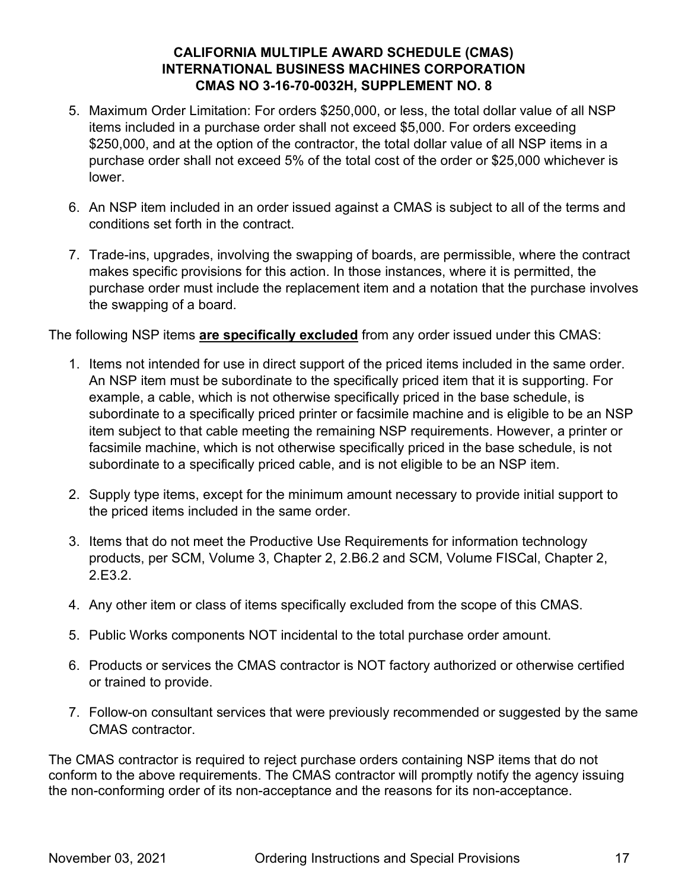5. Maximum Order Limitation: For orders $250,000, or less, the total dollar value of all NSP items included in a purchase order shall not exceed $5,000. For orders exceeding $250,000, and at the option of the contractor, the total dollar value of all NSP items in a purchase order shall not exceed 5% of the total cost of the order or $25,000 whichever is lower.

6. An NSP item included in an order issued against a CMAS is subject to all of the terms and conditions set forth in the contract.

7. Trade-ins, upgrades, involving the swapping of boards, are permissible, where the contract makes specific provisions for this action. In those instances, where it is permitted, the purchase order must include the replacement item and a notation that the purchase involves the swapping of a board.

The following NSP items **are specifically excluded** from any order issued under this CMAS:

1. Items not intended for use in direct support of the priced items included in the same order. An NSP item must be subordinate to the specifically priced item that it is supporting. For example, a cable, which is not otherwise specifically priced in the base schedule, is subordinate to a specifically priced printer or facsimile machine and is eligible to be an NSP item subject to that cable meeting the remaining NSP requirements. However, a printer or facsimile machine, which is not otherwise specifically priced in the base schedule, is not subordinate to a specifically priced cable, and is not eligible to be an NSP item.

2. Supply type items, except for the minimum amount necessary to provide initial support to the priced items included in the same order.

3. Items that do not meet the Productive Use Requirements for information technology products, per SCM, Volume 3, Chapter 2, 2.B6.2 and SCM, Volume FISCal, Chapter 2, 2.E3.2.

4. Any other item or class of items specifically excluded from the scope of this CMAS.

5. Public Works components NOT incidental to the total purchase order amount.

6. Products or services the CMAS contractor is NOT factory authorized or otherwise certified or trained to provide.

7. Follow-on consultant services that were previously recommended or suggested by the same CMAS contractor.

The CMAS contractor is required to reject purchase orders containing NSP items that do not conform to the above requirements. The CMAS contractor will promptly notify the agency issuing the non-conforming order of its non-acceptance and the reasons for its non-acceptance.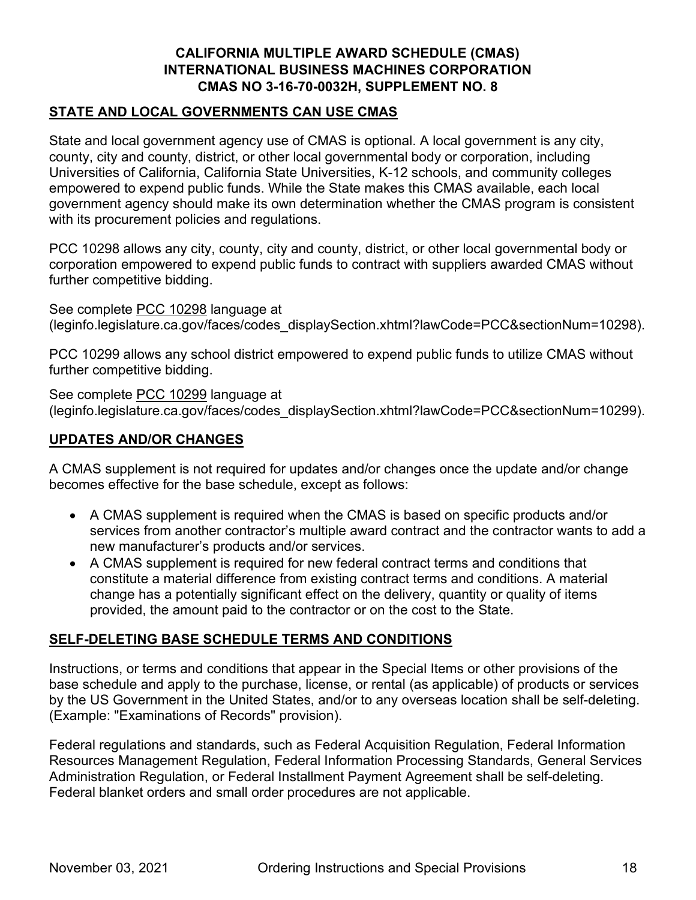**CALIFORNIA MULTIPLE AWARD SCHEDULE (CMAS)**
**INTERNATIONAL BUSINESS MACHINES CORPORATION**
**CMAS NO 3-16-70-0032H, SUPPLEMENT NO. 8**

## STATE AND LOCAL GOVERNMENTS CAN USE CMAS

State and local government agency use of CMAS is optional. A local government is any city, county, city and county, district, or other local governmental body or corporation, including Universities of California, California State Universities, K-12 schools, and community colleges empowered to expend public funds. While the State makes this CMAS available, each local government agency should make its own determination whether the CMAS program is consistent with its procurement policies and regulations.

PCC 10298 allows any city, county, city and county, district, or other local governmental body or corporation empowered to expend public funds to contract with suppliers awarded CMAS without further competitive bidding.

See complete PCC 10298 language at (leginfo.legislature.ca.gov/faces/codes_displaySection.xhtml?lawCode=PCC&sectionNum=10298).

PCC 10299 allows any school district empowered to expend public funds to utilize CMAS without further competitive bidding.

See complete PCC 10299 language at (leginfo.legislature.ca.gov/faces/codes_displaySection.xhtml?lawCode=PCC&sectionNum=10299).

## UPDATES AND/OR CHANGES

A CMAS supplement is not required for updates and/or changes once the update and/or change becomes effective for the base schedule, except as follows:

- A CMAS supplement is required when the CMAS is based on specific products and/or services from another contractor's multiple award contract and the contractor wants to add a new manufacturer's products and/or services.
- A CMAS supplement is required for new federal contract terms and conditions that constitute a material difference from existing contract terms and conditions. A material change has a potentially significant effect on the delivery, quantity or quality of items provided, the amount paid to the contractor or on the cost to the State.

## SELF-DELETING BASE SCHEDULE TERMS AND CONDITIONS

Instructions, or terms and conditions that appear in the Special Items or other provisions of the base schedule and apply to the purchase, license, or rental (as applicable) of products or services by the US Government in the United States, and/or to any overseas location shall be self-deleting. (Example: "Examinations of Records" provision).

Federal regulations and standards, such as Federal Acquisition Regulation, Federal Information Resources Management Regulation, Federal Information Processing Standards, General Services Administration Regulation, or Federal Installment Payment Agreement shall be self-deleting. Federal blanket orders and small order procedures are not applicable.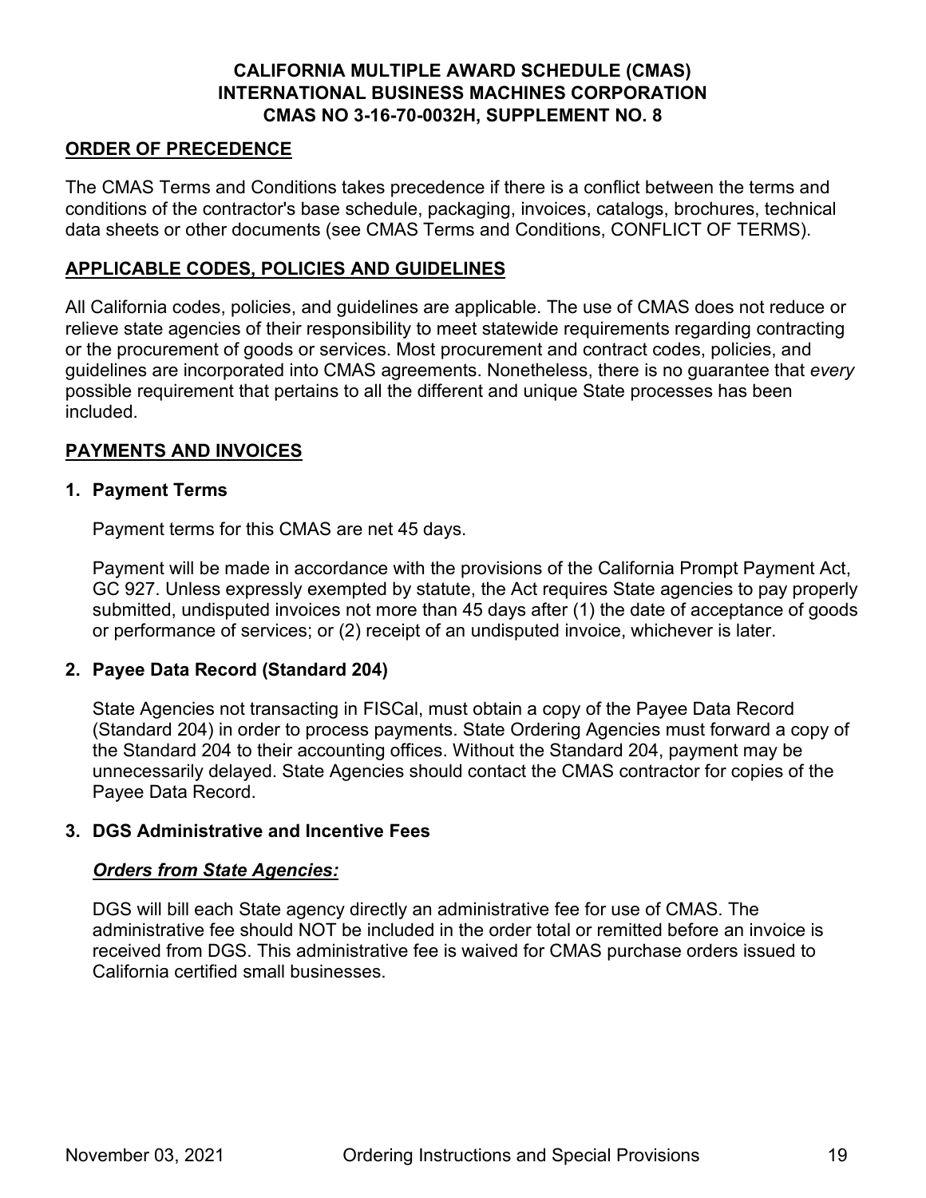**CALIFORNIA MULTIPLE AWARD SCHEDULE (CMAS)**
**INTERNATIONAL BUSINESS MACHINES CORPORATION**
**CMAS NO 3-16-70-0032H, SUPPLEMENT NO. 8**

## ORDER OF PRECEDENCE

The CMAS Terms and Conditions takes precedence if there is a conflict between the terms and conditions of the contractor's base schedule, packaging, invoices, catalogs, brochures, technical data sheets or other documents (see CMAS Terms and Conditions, CONFLICT OF TERMS).

## APPLICABLE CODES, POLICIES AND GUIDELINES

All California codes, policies, and guidelines are applicable. The use of CMAS does not reduce or relieve state agencies of their responsibility to meet statewide requirements regarding contracting or the procurement of goods or services. Most procurement and contract codes, policies, and guidelines are incorporated into CMAS agreements. Nonetheless, there is no guarantee that *every* possible requirement that pertains to all the different and unique State processes has been included.

## PAYMENTS AND INVOICES

### 1. Payment Terms

Payment terms for this CMAS are net 45 days.

Payment will be made in accordance with the provisions of the California Prompt Payment Act, GC 927. Unless expressly exempted by statute, the Act requires State agencies to pay properly submitted, undisputed invoices not more than 45 days after (1) the date of acceptance of goods or performance of services; or (2) receipt of an undisputed invoice, whichever is later.

### 2. Payee Data Record (Standard 204)

State Agencies not transacting in FISCal, must obtain a copy of the Payee Data Record (Standard 204) in order to process payments. State Ordering Agencies must forward a copy of the Standard 204 to their accounting offices. Without the Standard 204, payment may be unnecessarily delayed. State Agencies should contact the CMAS contractor for copies of the Payee Data Record.

### 3. DGS Administrative and Incentive Fees

***Orders from State Agencies:***

DGS will bill each State agency directly an administrative fee for use of CMAS. The administrative fee should NOT be included in the order total or remitted before an invoice is received from DGS. This administrative fee is waived for CMAS purchase orders issued to California certified small businesses.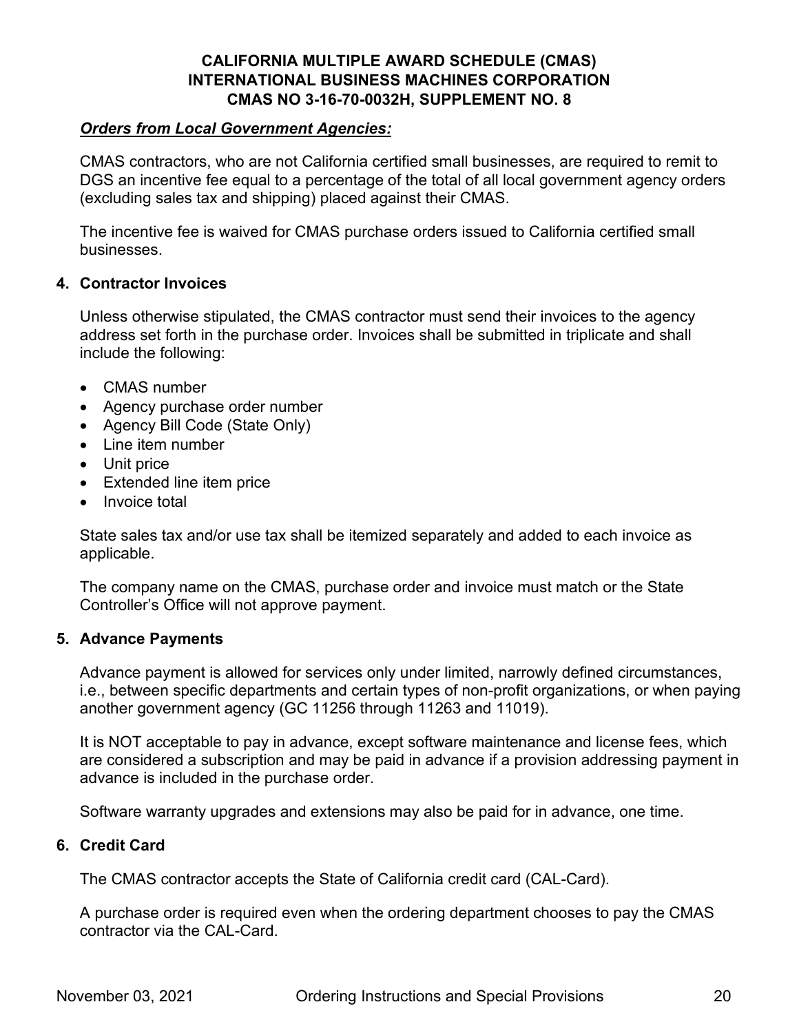***Orders from Local Government Agencies:***

CMAS contractors, who are not California certified small businesses, are required to remit to DGS an incentive fee equal to a percentage of the total of all local government agency orders (excluding sales tax and shipping) placed against their CMAS.

The incentive fee is waived for CMAS purchase orders issued to California certified small businesses.

## 4. Contractor Invoices

Unless otherwise stipulated, the CMAS contractor must send their invoices to the agency address set forth in the purchase order. Invoices shall be submitted in triplicate and shall include the following:

- CMAS number
- Agency purchase order number
- Agency Bill Code (State Only)
- Line item number
- Unit price
- Extended line item price
- Invoice total

State sales tax and/or use tax shall be itemized separately and added to each invoice as applicable.

The company name on the CMAS, purchase order and invoice must match or the State Controller's Office will not approve payment.

## 5. Advance Payments

Advance payment is allowed for services only under limited, narrowly defined circumstances, i.e., between specific departments and certain types of non-profit organizations, or when paying another government agency (GC 11256 through 11263 and 11019).

It is NOT acceptable to pay in advance, except software maintenance and license fees, which are considered a subscription and may be paid in advance if a provision addressing payment in advance is included in the purchase order.

Software warranty upgrades and extensions may also be paid for in advance, one time.

## 6. Credit Card

The CMAS contractor accepts the State of California credit card (CAL-Card).

A purchase order is required even when the ordering department chooses to pay the CMAS contractor via the CAL-Card.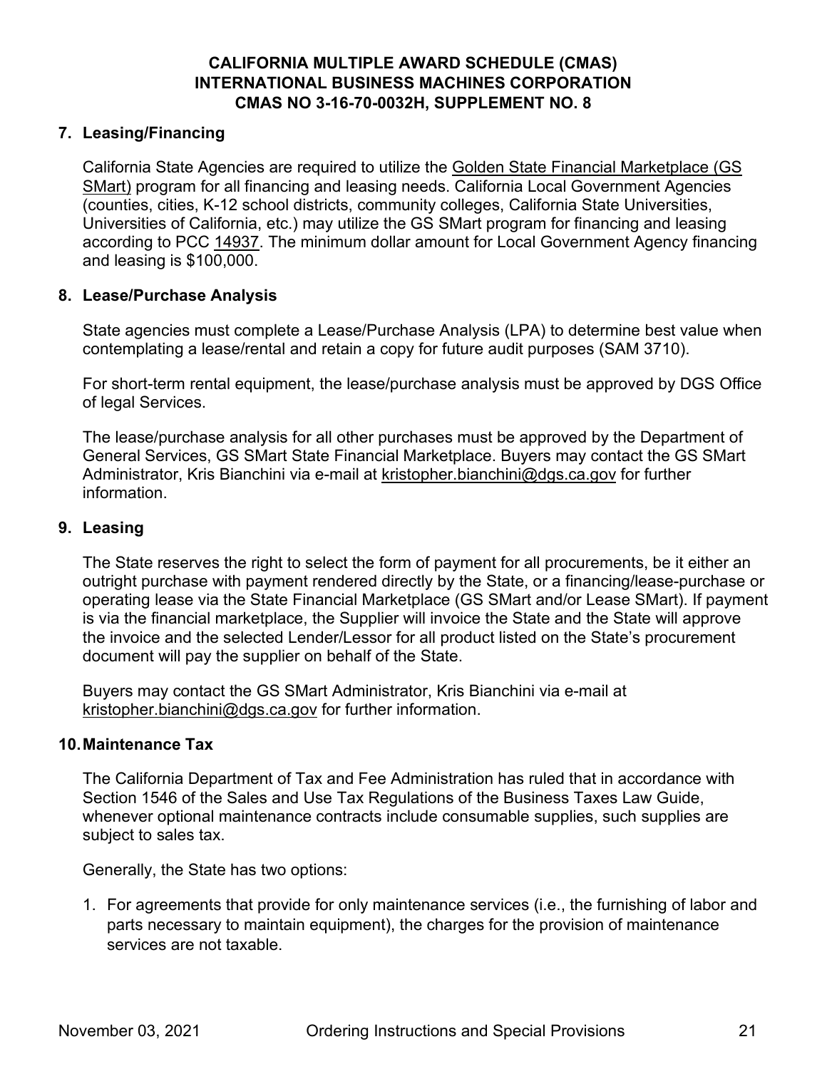## 7. Leasing/Financing

California State Agencies are required to utilize the Golden State Financial Marketplace (GS SMart) program for all financing and leasing needs. California Local Government Agencies (counties, cities, K-12 school districts, community colleges, California State Universities, Universities of California, etc.) may utilize the GS SMart program for financing and leasing according to PCC 14937. The minimum dollar amount for Local Government Agency financing and leasing is $100,000.

## 8. Lease/Purchase Analysis

State agencies must complete a Lease/Purchase Analysis (LPA) to determine best value when contemplating a lease/rental and retain a copy for future audit purposes (SAM 3710).

For short-term rental equipment, the lease/purchase analysis must be approved by DGS Office of legal Services.

The lease/purchase analysis for all other purchases must be approved by the Department of General Services, GS SMart State Financial Marketplace. Buyers may contact the GS SMart Administrator, Kris Bianchini via e-mail at kristopher.bianchini@dgs.ca.gov for further information.

## 9. Leasing

The State reserves the right to select the form of payment for all procurements, be it either an outright purchase with payment rendered directly by the State, or a financing/lease-purchase or operating lease via the State Financial Marketplace (GS SMart and/or Lease SMart). If payment is via the financial marketplace, the Supplier will invoice the State and the State will approve the invoice and the selected Lender/Lessor for all product listed on the State's procurement document will pay the supplier on behalf of the State.

Buyers may contact the GS SMart Administrator, Kris Bianchini via e-mail at kristopher.bianchini@dgs.ca.gov for further information.

## 10. Maintenance Tax

The California Department of Tax and Fee Administration has ruled that in accordance with Section 1546 of the Sales and Use Tax Regulations of the Business Taxes Law Guide, whenever optional maintenance contracts include consumable supplies, such supplies are subject to sales tax.

Generally, the State has two options:

1. For agreements that provide for only maintenance services (i.e., the furnishing of labor and parts necessary to maintain equipment), the charges for the provision of maintenance services are not taxable.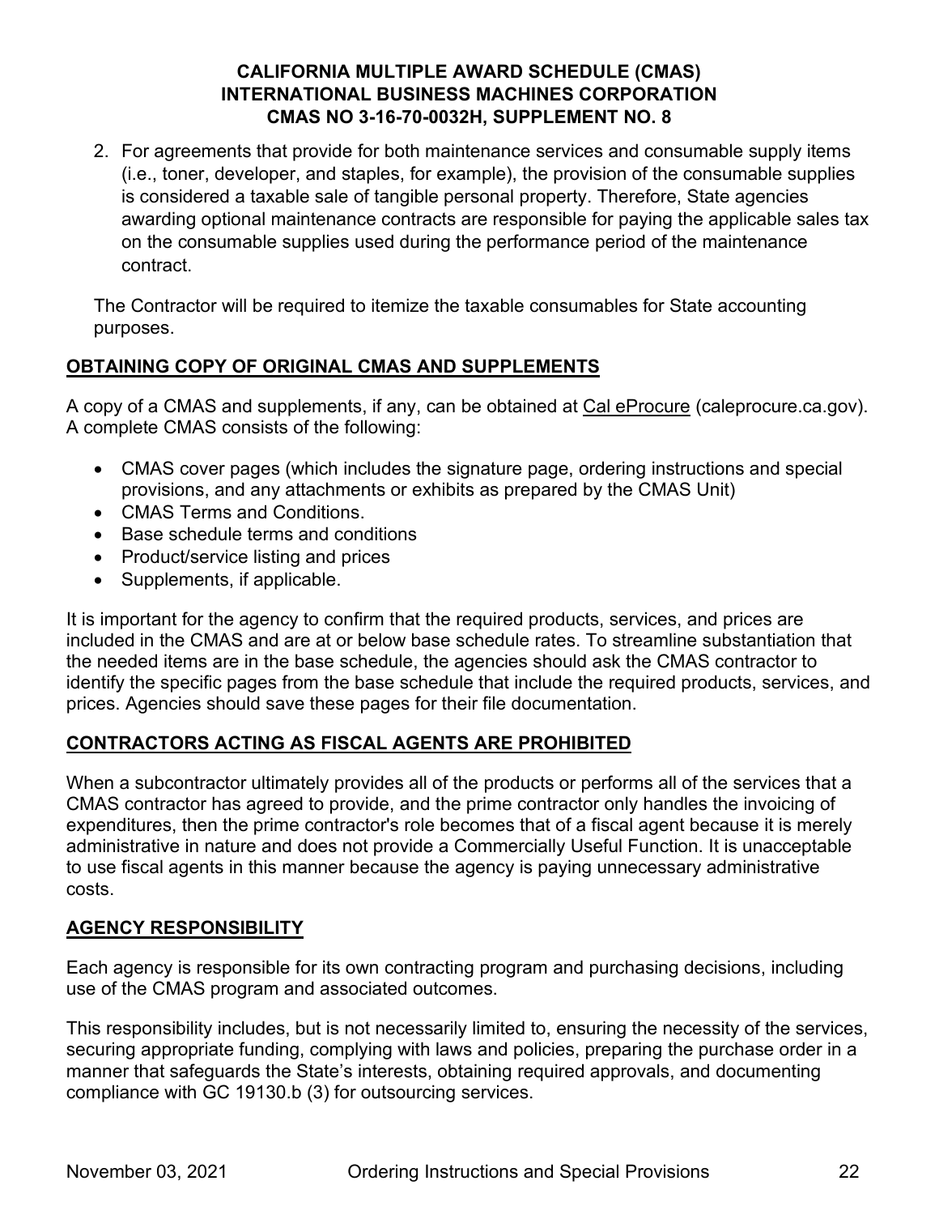2. For agreements that provide for both maintenance services and consumable supply items (i.e., toner, developer, and staples, for example), the provision of the consumable supplies is considered a taxable sale of tangible personal property. Therefore, State agencies awarding optional maintenance contracts are responsible for paying the applicable sales tax on the consumable supplies used during the performance period of the maintenance contract.

The Contractor will be required to itemize the taxable consumables for State accounting purposes.

## OBTAINING COPY OF ORIGINAL CMAS AND SUPPLEMENTS

A copy of a CMAS and supplements, if any, can be obtained at Cal eProcure (caleprocure.ca.gov). A complete CMAS consists of the following:

- CMAS cover pages (which includes the signature page, ordering instructions and special provisions, and any attachments or exhibits as prepared by the CMAS Unit)
- CMAS Terms and Conditions.
- Base schedule terms and conditions
- Product/service listing and prices
- Supplements, if applicable.

It is important for the agency to confirm that the required products, services, and prices are included in the CMAS and are at or below base schedule rates. To streamline substantiation that the needed items are in the base schedule, the agencies should ask the CMAS contractor to identify the specific pages from the base schedule that include the required products, services, and prices. Agencies should save these pages for their file documentation.

## CONTRACTORS ACTING AS FISCAL AGENTS ARE PROHIBITED

When a subcontractor ultimately provides all of the products or performs all of the services that a CMAS contractor has agreed to provide, and the prime contractor only handles the invoicing of expenditures, then the prime contractor's role becomes that of a fiscal agent because it is merely administrative in nature and does not provide a Commercially Useful Function. It is unacceptable to use fiscal agents in this manner because the agency is paying unnecessary administrative costs.

## AGENCY RESPONSIBILITY

Each agency is responsible for its own contracting program and purchasing decisions, including use of the CMAS program and associated outcomes.

This responsibility includes, but is not necessarily limited to, ensuring the necessity of the services, securing appropriate funding, complying with laws and policies, preparing the purchase order in a manner that safeguards the State's interests, obtaining required approvals, and documenting compliance with GC 19130.b (3) for outsourcing services.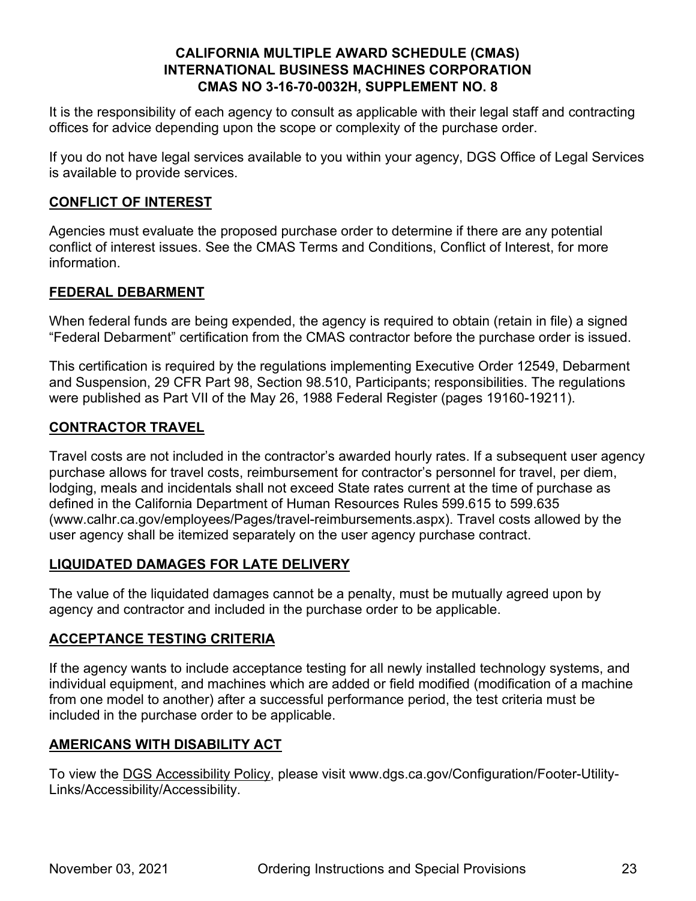It is the responsibility of each agency to consult as applicable with their legal staff and contracting offices for advice depending upon the scope or complexity of the purchase order.

If you do not have legal services available to you within your agency, DGS Office of Legal Services is available to provide services.

## CONFLICT OF INTEREST

Agencies must evaluate the proposed purchase order to determine if there are any potential conflict of interest issues. See the CMAS Terms and Conditions, Conflict of Interest, for more information.

## FEDERAL DEBARMENT

When federal funds are being expended, the agency is required to obtain (retain in file) a signed "Federal Debarment" certification from the CMAS contractor before the purchase order is issued.

This certification is required by the regulations implementing Executive Order 12549, Debarment and Suspension, 29 CFR Part 98, Section 98.510, Participants; responsibilities. The regulations were published as Part VII of the May 26, 1988 Federal Register (pages 19160-19211).

## CONTRACTOR TRAVEL

Travel costs are not included in the contractor's awarded hourly rates. If a subsequent user agency purchase allows for travel costs, reimbursement for contractor's personnel for travel, per diem, lodging, meals and incidentals shall not exceed State rates current at the time of purchase as defined in the California Department of Human Resources Rules 599.615 to 599.635 (www.calhr.ca.gov/employees/Pages/travel-reimbursements.aspx). Travel costs allowed by the user agency shall be itemized separately on the user agency purchase contract.

## LIQUIDATED DAMAGES FOR LATE DELIVERY

The value of the liquidated damages cannot be a penalty, must be mutually agreed upon by agency and contractor and included in the purchase order to be applicable.

## ACCEPTANCE TESTING CRITERIA

If the agency wants to include acceptance testing for all newly installed technology systems, and individual equipment, and machines which are added or field modified (modification of a machine from one model to another) after a successful performance period, the test criteria must be included in the purchase order to be applicable.

## AMERICANS WITH DISABILITY ACT

To view the DGS Accessibility Policy, please visit www.dgs.ca.gov/Configuration/Footer-Utility-Links/Accessibility/Accessibility.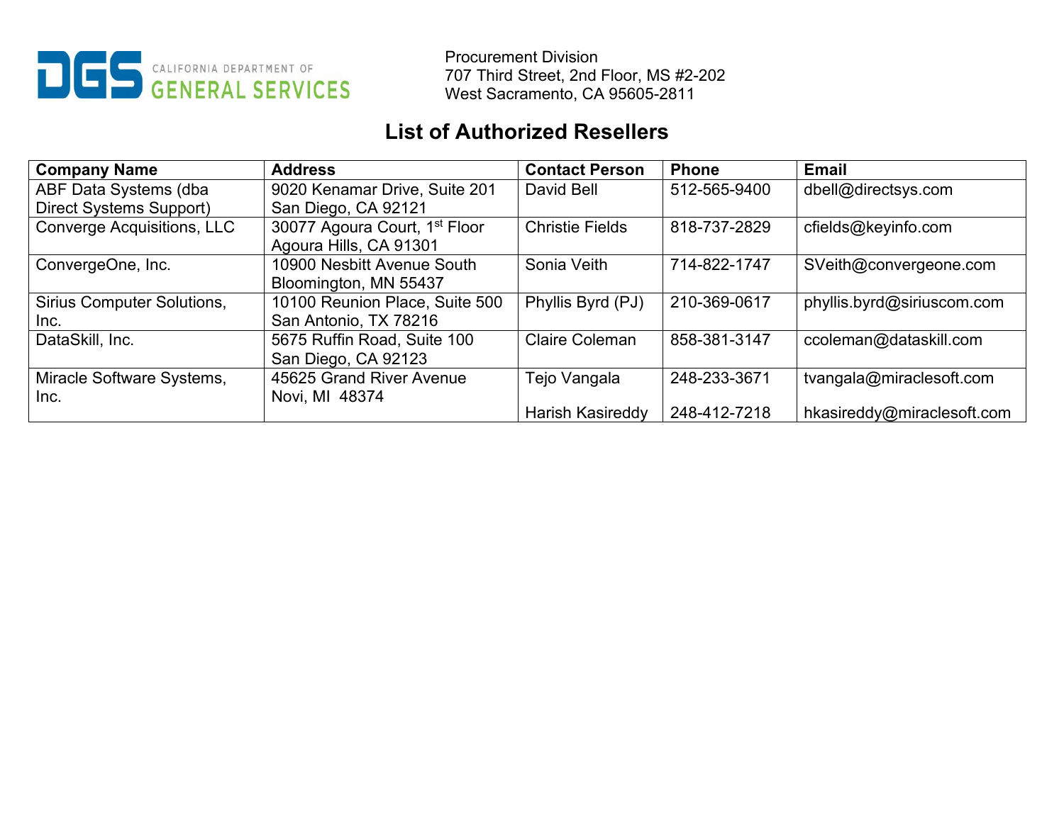DGS CALIFORNIA DEPARTMENT OF GENERAL SERVICES

Procurement Division
707 Third Street, 2nd Floor, MS #2-202
West Sacramento, CA 95605-2811

## List of Authorized Resellers

| Company Name | Address | Contact Person | Phone | Email |
|---|---|---|---|---|
| ABF Data Systems (dba Direct Systems Support) | 9020 Kenamar Drive, Suite 201 San Diego, CA 92121 | David Bell | 512-565-9400 | dbell@directsys.com |
| Converge Acquisitions, LLC | 30077 Agoura Court, 1st Floor Agoura Hills, CA 91301 | Christie Fields | 818-737-2829 | cfields@keyinfo.com |
| ConvergeOne, Inc. | 10900 Nesbitt Avenue South Bloomington, MN 55437 | Sonia Veith | 714-822-1747 | SVeith@convergeone.com |
| Sirius Computer Solutions, Inc. | 10100 Reunion Place, Suite 500 San Antonio, TX 78216 | Phyllis Byrd (PJ) | 210-369-0617 | phyllis.byrd@siriuscom.com |
| DataSkill, Inc. | 5675 Ruffin Road, Suite 100 San Diego, CA 92123 | Claire Coleman | 858-381-3147 | ccoleman@dataskill.com |
| Miracle Software Systems, Inc. | 45625 Grand River Avenue Novi, MI 48374 | Tejo Vangala<br>Harish Kasireddy | 248-233-3671<br>248-412-7218 | tvangala@miraclesoft.com<br>hkasireddy@miraclesoft.com |